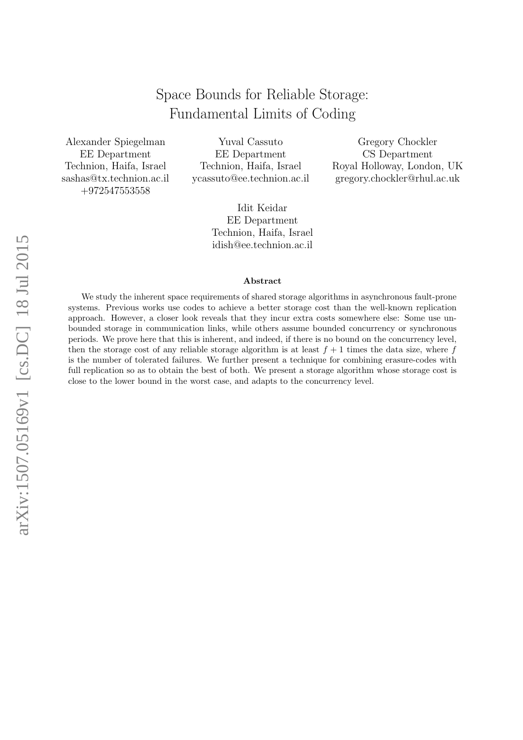# Space Bounds for Reliable Storage: Fundamental Limits of Coding

Alexander Spiegelman
EE Department
Technion, Haifa, Israel
sashas@tx.technion.ac.il
+972547553558

Yuval Cassuto
EE Department
Technion, Haifa, Israel
ycassuto@ee.technion.ac.il

Gregory Chockler
CS Department
Royal Holloway, London, UK
gregory.chockler@rhul.ac.uk

Idit Keidar
EE Department
Technion, Haifa, Israel
idish@ee.technion.ac.il

### Abstract

We study the inherent space requirements of shared storage algorithms in asynchronous fault-prone systems. Previous works use codes to achieve a better storage cost than the well-known replication approach. However, a closer look reveals that they incur extra costs somewhere else: Some use unbounded storage in communication links, while others assume bounded concurrency or synchronous periods. We prove here that this is inherent, and indeed, if there is no bound on the concurrency level, then the storage cost of any reliable storage algorithm is at least $f+1$ times the data size, where $f$ is the number of tolerated failures. We further present a technique for combining erasure-codes with full replication so as to obtain the best of both. We present a storage algorithm whose storage cost is close to the lower bound in the worst case, and adapts to the concurrency level.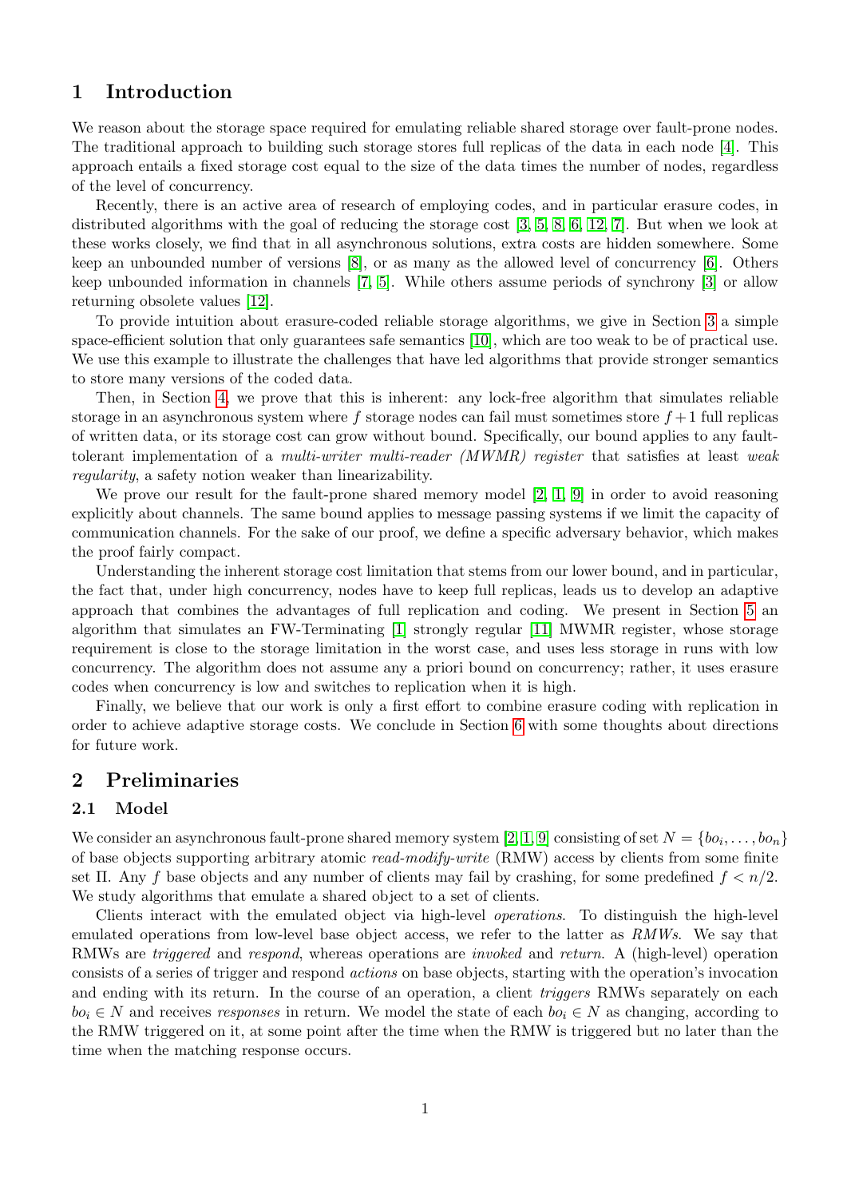## 1 Introduction

We reason about the storage space required for emulating reliable shared storage over fault-prone nodes. The traditional approach to building such storage stores full replicas of the data in each node [4]. This approach entails a fixed storage cost equal to the size of the data times the number of nodes, regardless of the level of concurrency.

Recently, there is an active area of research of employing codes, and in particular erasure codes, in distributed algorithms with the goal of reducing the storage cost [3, 5, 8, 6, 12, 7]. But when we look at these works closely, we find that in all asynchronous solutions, extra costs are hidden somewhere. Some keep an unbounded number of versions [8], or as many as the allowed level of concurrency [6]. Others keep unbounded information in channels [7, 5]. While others assume periods of synchrony [3] or allow returning obsolete values [12].

To provide intuition about erasure-coded reliable storage algorithms, we give in Section 3 a simple space-efficient solution that only guarantees safe semantics [10], which are too weak to be of practical use. We use this example to illustrate the challenges that have led algorithms that provide stronger semantics to store many versions of the coded data.

Then, in Section 4, we prove that this is inherent: any lock-free algorithm that simulates reliable storage in an asynchronous system where $f$ storage nodes can fail must sometimes store $f+1$ full replicas of written data, or its storage cost can grow without bound. Specifically, our bound applies to any fault-tolerant implementation of a *multi-writer multi-reader (MWMR) register* that satisfies at least *weak regularity*, a safety notion weaker than linearizability.

We prove our result for the fault-prone shared memory model [2, 1, 9] in order to avoid reasoning explicitly about channels. The same bound applies to message passing systems if we limit the capacity of communication channels. For the sake of our proof, we define a specific adversary behavior, which makes the proof fairly compact.

Understanding the inherent storage cost limitation that stems from our lower bound, and in particular, the fact that, under high concurrency, nodes have to keep full replicas, leads us to develop an adaptive approach that combines the advantages of full replication and coding. We present in Section 5 an algorithm that simulates an FW-Terminating [1] strongly regular [11] MWMR register, whose storage requirement is close to the storage limitation in the worst case, and uses less storage in runs with low concurrency. The algorithm does not assume any a priori bound on concurrency; rather, it uses erasure codes when concurrency is low and switches to replication when it is high.

Finally, we believe that our work is only a first effort to combine erasure coding with replication in order to achieve adaptive storage costs. We conclude in Section 6 with some thoughts about directions for future work.

## 2 Preliminaries

### 2.1 Model

We consider an asynchronous fault-prone shared memory system [2, 1, 9] consisting of set $N = \{bo_i, \dots, bo_n\}$ of base objects supporting arbitrary atomic *read-modify-write* (RMW) access by clients from some finite set $\Pi$. Any $f$ base objects and any number of clients may fail by crashing, for some predefined $f < n/2$. We study algorithms that emulate a shared object to a set of clients.

Clients interact with the emulated object via high-level *operations*. To distinguish the high-level emulated operations from low-level base object access, we refer to the latter as *RMWs*. We say that RMWs are *triggered* and *respond*, whereas operations are *invoked* and *return*. A (high-level) operation consists of a series of trigger and respond *actions* on base objects, starting with the operation's invocation and ending with its return. In the course of an operation, a client *triggers* RMWs separately on each $bo_i \in N$ and receives *responses* in return. We model the state of each $bo_i \in N$ as changing, according to the RMW triggered on it, at some point after the time when the RMW is triggered but no later than the time when the matching response occurs.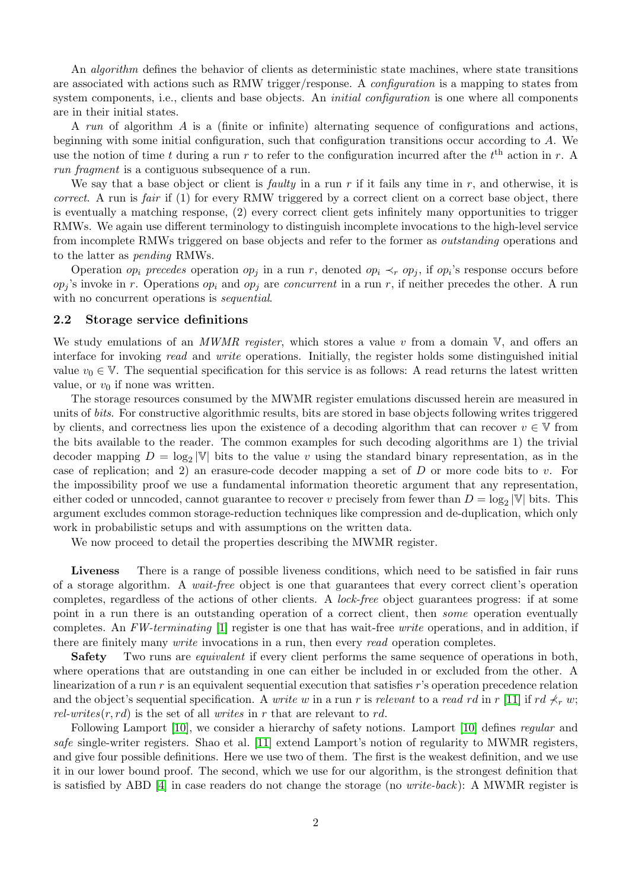An *algorithm* defines the behavior of clients as deterministic state machines, where state transitions are associated with actions such as RMW trigger/response. A *configuration* is a mapping to states from system components, i.e., clients and base objects. An *initial configuration* is one where all components are in their initial states.

A *run* of algorithm $A$ is a (finite or infinite) alternating sequence of configurations and actions, beginning with some initial configuration, such that configuration transitions occur according to $A$. We use the notion of time $t$ during a run $r$ to refer to the configuration incurred after the $t^{\text{th}}$ action in $r$. A *run fragment* is a contiguous subsequence of a run.

We say that a base object or client is *faulty* in a run $r$ if it fails any time in $r$, and otherwise, it is *correct*. A run is *fair* if (1) for every RMW triggered by a correct client on a correct base object, there is eventually a matching response, (2) every correct client gets infinitely many opportunities to trigger RMWs. We again use different terminology to distinguish incomplete invocations to the high-level service from incomplete RMWs triggered on base objects and refer to the former as *outstanding* operations and to the latter as *pending* RMWs.

Operation $op_i$ *precedes* operation $op_j$ in a run $r$, denoted $op_i \prec_r op_j$, if $op_i$'s response occurs before $op_j$'s invoke in $r$. Operations $op_i$ and $op_j$ are *concurrent* in a run $r$, if neither precedes the other. A run with no concurrent operations is *sequential*.

### 2.2 Storage service definitions

We study emulations of an *MWMR register*, which stores a value $v$ from a domain $\mathbb{V}$, and offers an interface for invoking *read* and *write* operations. Initially, the register holds some distinguished initial value $v_0 \in \mathbb{V}$. The sequential specification for this service is as follows: A read returns the latest written value, or $v_0$ if none was written.

The storage resources consumed by the MWMR register emulations discussed herein are measured in units of *bits*. For constructive algorithmic results, bits are stored in base objects following writes triggered by clients, and correctness lies upon the existence of a decoding algorithm that can recover $v \in \mathbb{V}$ from the bits available to the reader. The common examples for such decoding algorithms are 1) the trivial decoder mapping $D = \log_2 |\mathbb{V}|$ bits to the value $v$ using the standard binary representation, as in the case of replication; and 2) an erasure-code decoder mapping a set of $D$ or more code bits to $v$. For the impossibility proof we use a fundamental information theoretic argument that any representation, either coded or unncoded, cannot guarantee to recover $v$ precisely from fewer than $D = \log_2 |\mathbb{V}|$ bits. This argument excludes common storage-reduction techniques like compression and de-duplication, which only work in probabilistic setups and with assumptions on the written data.

We now proceed to detail the properties describing the MWMR register.

**Liveness** There is a range of possible liveness conditions, which need to be satisfied in fair runs of a storage algorithm. A *wait-free* object is one that guarantees that every correct client's operation completes, regardless of the actions of other clients. A *lock-free* object guarantees progress: if at some point in a run there is an outstanding operation of a correct client, then *some* operation eventually completes. An *FW-terminating* [1] register is one that has wait-free *write* operations, and in addition, if there are finitely many *write* invocations in a run, then every *read* operation completes.

**Safety** Two runs are *equivalent* if every client performs the same sequence of operations in both, where operations that are outstanding in one can either be included in or excluded from the other. A linearization of a run $r$ is an equivalent sequential execution that satisfies $r$'s operation precedence relation and the object's sequential specification. A *write* $w$ in a run $r$ is *relevant* to a *read* $rd$ in $r$ [11] if $rd \not\prec_r w$; *rel-writes*$(r, rd)$ is the set of all *writes* in $r$ that are relevant to $rd$.

Following Lamport [10], we consider a hierarchy of safety notions. Lamport [10] defines *regular* and *safe* single-writer registers. Shao et al. [11] extend Lamport's notion of regularity to MWMR registers, and give four possible definitions. Here we use two of them. The first is the weakest definition, and we use it in our lower bound proof. The second, which we use for our algorithm, is the strongest definition that is satisfied by ABD [4] in case readers do not change the storage (no *write-back*): A MWMR register is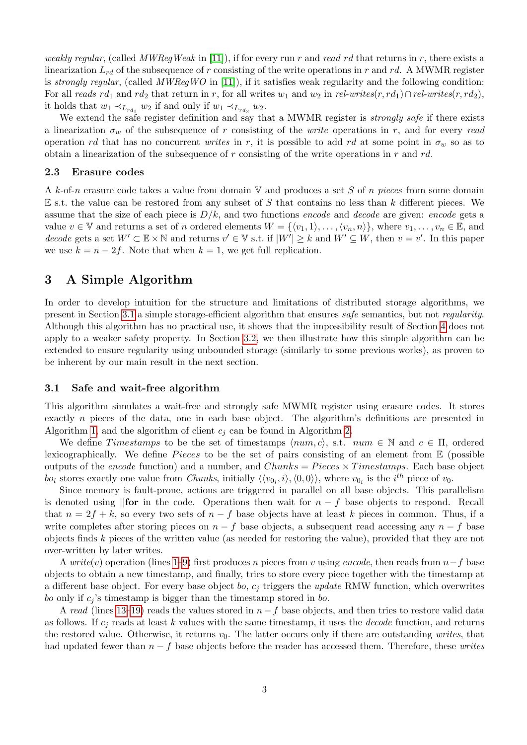*weakly regular*, (called *MWRegWeak* in [11]), if for every run $r$ and *read* $rd$ that returns in $r$, there exists a linearization $L_{rd}$ of the subsequence of $r$ consisting of the write operations in $r$ and $rd$. A MWMR register is *strongly regular*, (called *MWRegWO* in [11]), if it satisfies weak regularity and the following condition: For all *reads* $rd_1$ and $rd_2$ that return in $r$, for all writes $w_1$ and $w_2$ in $\textit{rel-writes}(r, rd_1) \cap \textit{rel-writes}(r, rd_2)$, it holds that $w_1 \prec_{L_{rd_1}} w_2$ if and only if $w_1 \prec_{L_{rd_2}} w_2$.

We extend the safe register definition and say that a MWMR register is *strongly safe* if there exists a linearization $\sigma_w$ of the subsequence of $r$ consisting of the *write* operations in $r$, and for every *read* operation $rd$ that has no concurrent *writes* in $r$, it is possible to add $rd$ at some point in $\sigma_w$ so as to obtain a linearization of the subsequence of $r$ consisting of the write operations in $r$ and $rd$.

### 2.3 Erasure codes

A $k$-of-$n$ erasure code takes a value from domain $\mathbb{V}$ and produces a set $S$ of $n$ *pieces* from some domain $\mathbb{E}$ s.t. the value can be restored from any subset of $S$ that contains no less than $k$ different pieces. We assume that the size of each piece is $D/k$, and two functions *encode* and *decode* are given: *encode* gets a value $v \in \mathbb{V}$ and returns a set of $n$ ordered elements $W = \{\langle v_1, 1\rangle, \ldots, \langle v_n, n\rangle\}$, where $v_1, \ldots, v_n \in \mathbb{E}$, and *decode* gets a set $W' \subset \mathbb{E} \times \mathbb{N}$ and returns $v' \in \mathbb{V}$ s.t. if $|W'| \geq k$ and $W' \subseteq W$, then $v = v'$. In this paper we use $k = n - 2f$. Note that when $k = 1$, we get full replication.

## 3 A Simple Algorithm

In order to develop intuition for the structure and limitations of distributed storage algorithms, we present in Section 3.1 a simple storage-efficient algorithm that ensures *safe* semantics, but not *regularity*. Although this algorithm has no practical use, it shows that the impossibility result of Section 4 does not apply to a weaker safety property. In Section 3.2, we then illustrate how this simple algorithm can be extended to ensure regularity using unbounded storage (similarly to some previous works), as proven to be inherent by our main result in the next section.

### 3.1 Safe and wait-free algorithm

This algorithm simulates a wait-free and strongly safe MWMR register using erasure codes. It stores exactly $n$ pieces of the data, one in each base object. The algorithm's definitions are presented in Algorithm 1, and the algorithm of client $c_j$ can be found in Algorithm 2.

We define *Timestamps* to be the set of timestamps $\langle num, c\rangle$, s.t. $num \in \mathbb{N}$ and $c \in \Pi$, ordered lexicographically. We define *Pieces* to be the set of pairs consisting of an element from $\mathbb{E}$ (possible outputs of the *encode* function) and a number, and $Chunks = Pieces \times Timestamps$. Each base object $bo_i$ stores exactly one value from *Chunks*, initially $\langle\langle v_{0_i}, i\rangle, \langle 0, 0\rangle\rangle$, where $v_{0_i}$ is the $i^{th}$ piece of $v_0$.

Since memory is fault-prone, actions are triggered in parallel on all base objects. This parallelism is denoted using $||$**for** in the code. Operations then wait for $n - f$ base objects to respond. Recall that $n = 2f + k$, so every two sets of $n - f$ base objects have at least $k$ pieces in common. Thus, if a write completes after storing pieces on $n - f$ base objects, a subsequent read accessing any $n - f$ base objects finds $k$ pieces of the written value (as needed for restoring the value), provided that they are not over-written by later writes.

A $write(v)$ operation (lines 1–9) first produces $n$ pieces from $v$ using *encode*, then reads from $n-f$ base objects to obtain a new timestamp, and finally, tries to store every piece together with the timestamp at a different base object. For every base object $bo$, $c_j$ triggers the *update* RMW function, which overwrites $bo$ only if $c_j$'s timestamp is bigger than the timestamp stored in $bo$.

A *read* (lines 13–19) reads the values stored in $n - f$ base objects, and then tries to restore valid data as follows. If $c_j$ reads at least $k$ values with the same timestamp, it uses the *decode* function, and returns the restored value. Otherwise, it returns $v_0$. The latter occurs only if there are outstanding *writes*, that had updated fewer than $n - f$ base objects before the reader has accessed them. Therefore, these *writes*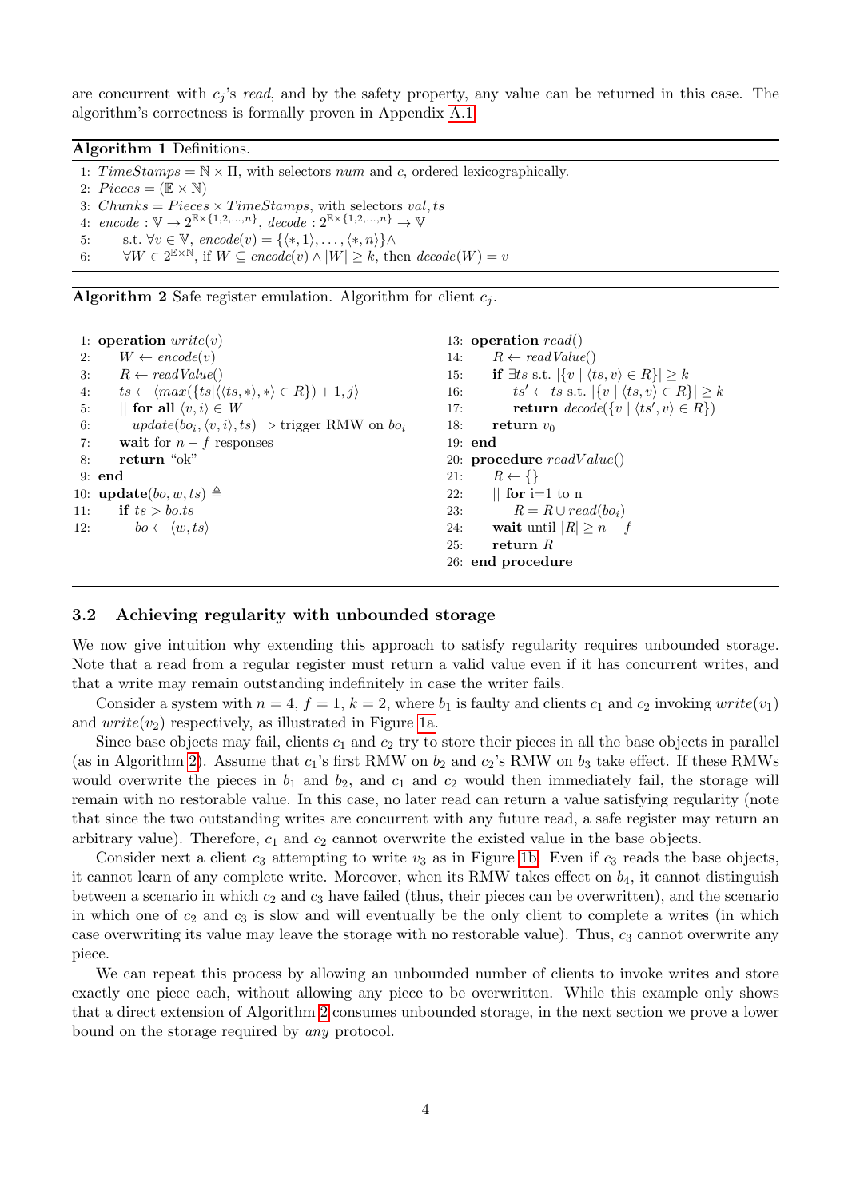are concurrent with $c_j$'s *read*, and by the safety property, any value can be returned in this case. The algorithm's correctness is formally proven in Appendix A.1.

**Algorithm 1** Definitions.

```
1: TimeStamps = ℕ × Π, with selectors num and c, ordered lexicographically.
2: Pieces = (𝔼 × ℕ)
3: Chunks = Pieces × TimeStamps, with selectors val, ts
4: encode : 𝕍 → 2^{𝔼×{1,2,...,n}}, decode : 2^{𝔼×{1,2,...,n}} → 𝕍
5:     s.t. ∀v ∈ 𝕍, encode(v) = {⟨∗,1⟩, ..., ⟨∗,n⟩}∧
6:     ∀W ∈ 2^{𝔼×ℕ}, if W ⊆ encode(v) ∧ |W| ≥ k, then decode(W) = v
```

**Algorithm 2** Safe register emulation. Algorithm for client $c_j$.

```
1: operation write(v)
2:     W ← encode(v)
3:     R ← readValue()
4:     ts ← ⟨max({ts|⟨⟨ts,∗⟩,∗⟩ ∈ R}) + 1, j⟩
5:     || for all ⟨v,i⟩ ∈ W
6:         update(bo_i, ⟨v,i⟩, ts)   ▷ trigger RMW on bo_i
7:     wait for n − f responses
8:     return "ok"
9: end
10: update(bo, w, ts) ≜
11:    if ts > bo.ts
12:        bo ← ⟨w, ts⟩

13: operation read()
14:    R ← readValue()
15:    if ∃ts s.t. |{v | ⟨ts,v⟩ ∈ R}| ≥ k
16:        ts' ← ts s.t. |{v | ⟨ts,v⟩ ∈ R}| ≥ k
17:        return decode({v | ⟨ts',v⟩ ∈ R})
18:    return v_0
19: end
20: procedure readValue()
21:    R ← {}
22:    || for i=1 to n
23:        R = R ∪ read(bo_i)
24:    wait until |R| ≥ n − f
25:    return R
26: end procedure
```

### 3.2 Achieving regularity with unbounded storage

We now give intuition why extending this approach to satisfy regularity requires unbounded storage. Note that a read from a regular register must return a valid value even if it has concurrent writes, and that a write may remain outstanding indefinitely in case the writer fails.

Consider a system with $n = 4$, $f = 1$, $k = 2$, where $b_1$ is faulty and clients $c_1$ and $c_2$ invoking $write(v_1)$ and $write(v_2)$ respectively, as illustrated in Figure 1a.

Since base objects may fail, clients $c_1$ and $c_2$ try to store their pieces in all the base objects in parallel (as in Algorithm 2). Assume that $c_1$'s first RMW on $b_2$ and $c_2$'s RMW on $b_3$ take effect. If these RMWs would overwrite the pieces in $b_1$ and $b_2$, and $c_1$ and $c_2$ would then immediately fail, the storage will remain with no restorable value. In this case, no later read can return a value satisfying regularity (note that since the two outstanding writes are concurrent with any future read, a safe register may return an arbitrary value). Therefore, $c_1$ and $c_2$ cannot overwrite the existed value in the base objects.

Consider next a client $c_3$ attempting to write $v_3$ as in Figure 1b. Even if $c_3$ reads the base objects, it cannot learn of any complete write. Moreover, when its RMW takes effect on $b_4$, it cannot distinguish between a scenario in which $c_2$ and $c_3$ have failed (thus, their pieces can be overwritten), and the scenario in which one of $c_2$ and $c_3$ is slow and will eventually be the only client to complete a writes (in which case overwriting its value may leave the storage with no restorable value). Thus, $c_3$ cannot overwrite any piece.

We can repeat this process by allowing an unbounded number of clients to invoke writes and store exactly one piece each, without allowing any piece to be overwritten. While this example only shows that a direct extension of Algorithm 2 consumes unbounded storage, in the next section we prove a lower bound on the storage required by *any* protocol.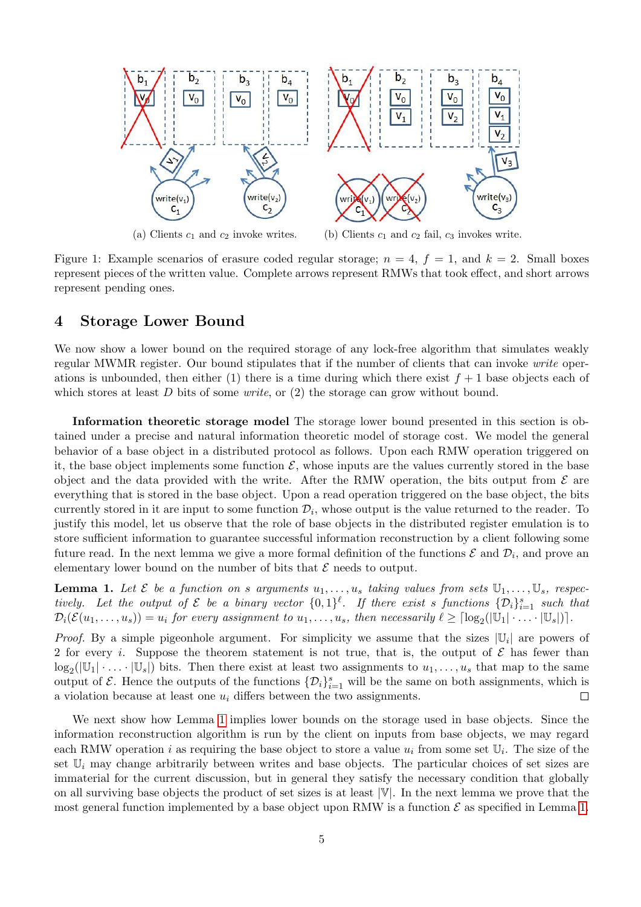(a) Clients $c_1$ and $c_2$ invoke writes. (b) Clients $c_1$ and $c_2$ fail, $c_3$ invokes write.

Figure 1: Example scenarios of erasure coded regular storage; $n = 4$, $f = 1$, and $k = 2$. Small boxes represent pieces of the written value. Complete arrows represent RMWs that took effect, and short arrows represent pending ones.

## 4 Storage Lower Bound

We now show a lower bound on the required storage of any lock-free algorithm that simulates weakly regular MWMR register. Our bound stipulates that if the number of clients that can invoke *write* operations is unbounded, then either (1) there is a time during which there exist $f+1$ base objects each of which stores at least $D$ bits of some *write*, or (2) the storage can grow without bound.

**Information theoretic storage model** The storage lower bound presented in this section is obtained under a precise and natural information theoretic model of storage cost. We model the general behavior of a base object in a distributed protocol as follows. Upon each RMW operation triggered on it, the base object implements some function $\mathcal{E}$, whose inputs are the values currently stored in the base object and the data provided with the write. After the RMW operation, the bits output from $\mathcal{E}$ are everything that is stored in the base object. Upon a read operation triggered on the base object, the bits currently stored in it are input to some function $\mathcal{D}_i$, whose output is the value returned to the reader. To justify this model, let us observe that the role of base objects in the distributed register emulation is to store sufficient information to guarantee successful information reconstruction by a client following some future read. In the next lemma we give a more formal definition of the functions $\mathcal{E}$ and $\mathcal{D}_i$, and prove an elementary lower bound on the number of bits that $\mathcal{E}$ needs to output.

**Lemma 1.** *Let $\mathcal{E}$ be a function on $s$ arguments $u_1, \ldots, u_s$ taking values from sets $\mathbb{U}_1, \ldots, \mathbb{U}_s$, respectively. Let the output of $\mathcal{E}$ be a binary vector $\{0,1\}^\ell$. If there exist $s$ functions $\{\mathcal{D}_i\}_{i=1}^s$ such that $\mathcal{D}_i(\mathcal{E}(u_1, \ldots, u_s)) = u_i$ for every assignment to $u_1, \ldots, u_s$, then necessarily $\ell \geq \lceil \log_2(|\mathbb{U}_1| \cdot \ldots \cdot |\mathbb{U}_s|) \rceil$.*

*Proof.* By a simple pigeonhole argument. For simplicity we assume that the sizes $|\mathbb{U}_i|$ are powers of 2 for every $i$. Suppose the theorem statement is not true, that is, the output of $\mathcal{E}$ has fewer than $\log_2(|\mathbb{U}_1| \cdot \ldots \cdot |\mathbb{U}_s|)$ bits. Then there exist at least two assignments to $u_1, \ldots, u_s$ that map to the same output of $\mathcal{E}$. Hence the outputs of the functions $\{\mathcal{D}_i\}_{i=1}^s$ will be the same on both assignments, which is a violation because at least one $u_i$ differs between the two assignments. $\square$

We next show how Lemma 1 implies lower bounds on the storage used in base objects. Since the information reconstruction algorithm is run by the client on inputs from base objects, we may regard each RMW operation $i$ as requiring the base object to store a value $u_i$ from some set $\mathbb{U}_i$. The size of the set $\mathbb{U}_i$ may change arbitrarily between writes and base objects. The particular choices of set sizes are immaterial for the current discussion, but in general they satisfy the necessary condition that globally on all surviving base objects the product of set sizes is at least $|\mathbb{V}|$. In the next lemma we prove that the most general function implemented by a base object upon RMW is a function $\mathcal{E}$ as specified in Lemma 1.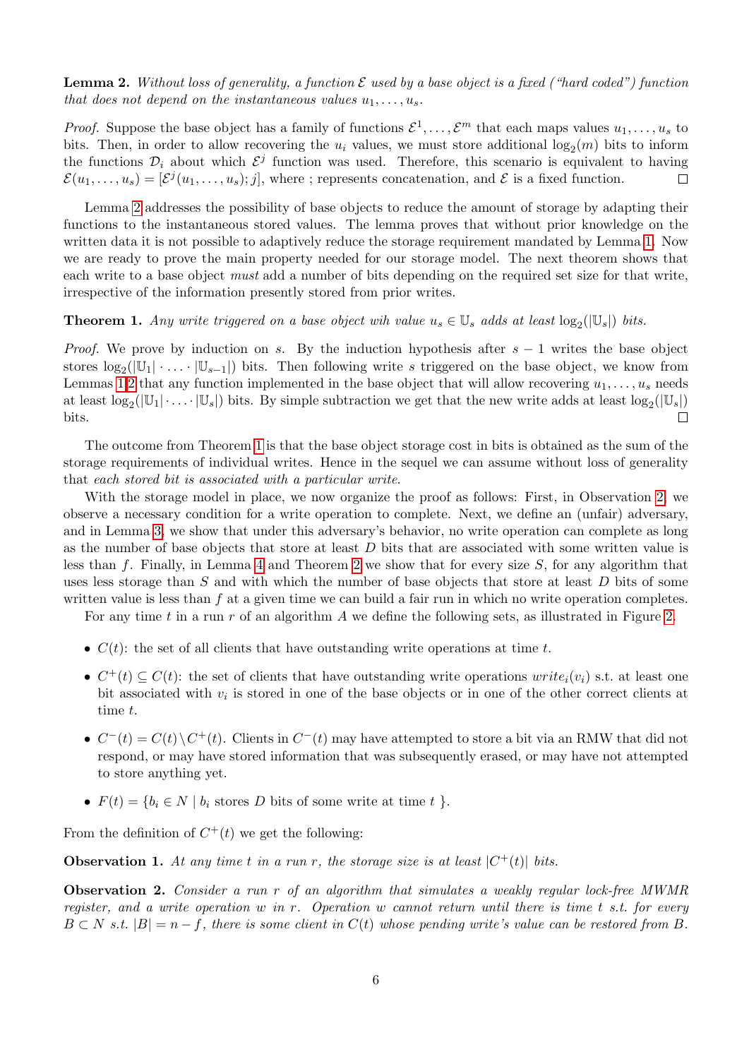**Lemma 2.** *Without loss of generality, a function $\mathcal{E}$ used by a base object is a fixed ("hard coded") function that does not depend on the instantaneous values $u_1, \ldots, u_s$.*

*Proof.* Suppose the base object has a family of functions $\mathcal{E}^1, \ldots, \mathcal{E}^m$ that each maps values $u_1, \ldots, u_s$ to bits. Then, in order to allow recovering the $u_i$ values, we must store additional $\log_2(m)$ bits to inform the functions $\mathcal{D}_i$ about which $\mathcal{E}^j$ function was used. Therefore, this scenario is equivalent to having $\mathcal{E}(u_1, \ldots, u_s) = [\mathcal{E}^j(u_1, \ldots, u_s); j]$, where ; represents concatenation, and $\mathcal{E}$ is a fixed function. □

Lemma 2 addresses the possibility of base objects to reduce the amount of storage by adapting their functions to the instantaneous stored values. The lemma proves that without prior knowledge on the written data it is not possible to adaptively reduce the storage requirement mandated by Lemma 1. Now we are ready to prove the main property needed for our storage model. The next theorem shows that each write to a base object *must* add a number of bits depending on the required set size for that write, irrespective of the information presently stored from prior writes.

**Theorem 1.** *Any write triggered on a base object wih value $u_s \in \mathbb{U}_s$ adds at least $\log_2(|\mathbb{U}_s|)$ bits.*

*Proof.* We prove by induction on $s$. By the induction hypothesis after $s-1$ writes the base object stores $\log_2(|\mathbb{U}_1| \cdot \ldots \cdot |\mathbb{U}_{s-1}|)$ bits. Then following write $s$ triggered on the base object, we know from Lemmas 1,2 that any function implemented in the base object that will allow recovering $u_1, \ldots, u_s$ needs at least $\log_2(|\mathbb{U}_1| \cdot \ldots \cdot |\mathbb{U}_s|)$ bits. By simple subtraction we get that the new write adds at least $\log_2(|\mathbb{U}_s|)$ bits. □

The outcome from Theorem 1 is that the base object storage cost in bits is obtained as the sum of the storage requirements of individual writes. Hence in the sequel we can assume without loss of generality that *each stored bit is associated with a particular write*.

With the storage model in place, we now organize the proof as follows: First, in Observation 2, we observe a necessary condition for a write operation to complete. Next, we define an (unfair) adversary, and in Lemma 3, we show that under this adversary's behavior, no write operation can complete as long as the number of base objects that store at least $D$ bits that are associated with some written value is less than $f$. Finally, in Lemma 4 and Theorem 2 we show that for every size $S$, for any algorithm that uses less storage than $S$ and with which the number of base objects that store at least $D$ bits of some written value is less than $f$ at a given time we can build a fair run in which no write operation completes.

For any time $t$ in a run $r$ of an algorithm $A$ we define the following sets, as illustrated in Figure 2.

- $C(t)$: the set of all clients that have outstanding write operations at time $t$.
- $C^+(t) \subseteq C(t)$: the set of clients that have outstanding write operations $write_i(v_i)$ s.t. at least one bit associated with $v_i$ is stored in one of the base objects or in one of the other correct clients at time $t$.
- $C^-(t) = C(t) \setminus C^+(t)$. Clients in $C^-(t)$ may have attempted to store a bit via an RMW that did not respond, or may have stored information that was subsequently erased, or may have not attempted to store anything yet.
- $F(t) = \{b_i \in N \mid b_i \text{ stores } D \text{ bits of some write at time } t\ \}$.

From the definition of $C^+(t)$ we get the following:

**Observation 1.** *At any time $t$ in a run $r$, the storage size is at least $|C^+(t)|$ bits.*

**Observation 2.** *Consider a run $r$ of an algorithm that simulates a weakly regular lock-free MWMR register, and a write operation $w$ in $r$. Operation $w$ cannot return until there is time $t$ s.t. for every $B \subset N$ s.t. $|B| = n - f$, there is some client in $C(t)$ whose pending write's value can be restored from $B$.*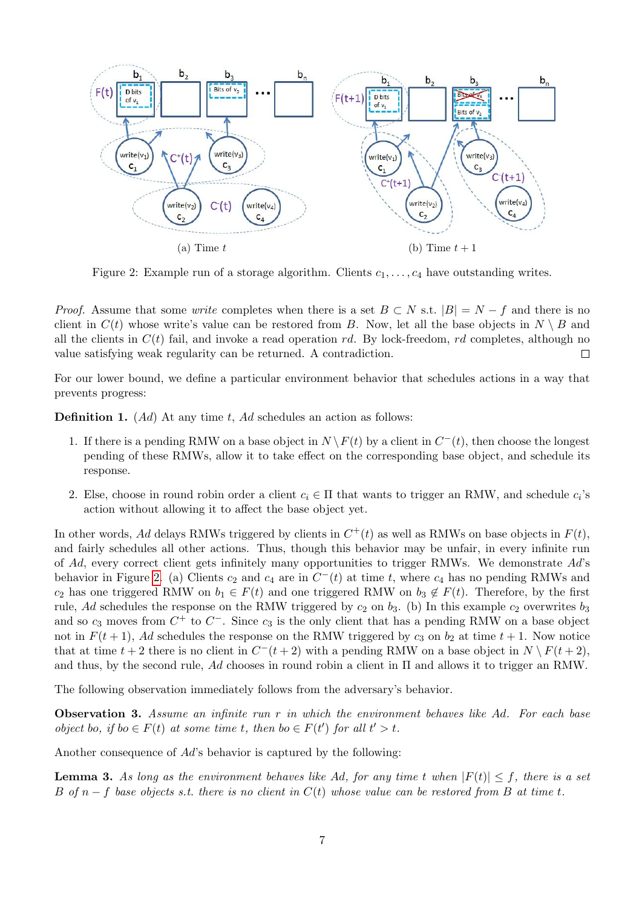(a) Time $t$

(b) Time $t+1$

Figure 2: Example run of a storage algorithm. Clients $c_1, \ldots, c_4$ have outstanding writes.

*Proof.* Assume that some *write* completes when there is a set $B \subset N$ s.t. $|B| = N - f$ and there is no client in $C(t)$ whose write's value can be restored from $B$. Now, let all the base objects in $N \setminus B$ and all the clients in $C(t)$ fail, and invoke a read operation $rd$. By lock-freedom, $rd$ completes, although no value satisfying weak regularity can be returned. A contradiction. $\square$

For our lower bound, we define a particular environment behavior that schedules actions in a way that prevents progress:

**Definition 1.** ($Ad$) At any time $t$, $Ad$ schedules an action as follows:

1. If there is a pending RMW on a base object in $N \setminus F(t)$ by a client in $C^-(t)$, then choose the longest pending of these RMWs, allow it to take effect on the corresponding base object, and schedule its response.

2. Else, choose in round robin order a client $c_i \in \Pi$ that wants to trigger an RMW, and schedule $c_i$'s action without allowing it to affect the base object yet.

In other words, $Ad$ delays RMWs triggered by clients in $C^+(t)$ as well as RMWs on base objects in $F(t)$, and fairly schedules all other actions. Thus, though this behavior may be unfair, in every infinite run of $Ad$, every correct client gets infinitely many opportunities to trigger RMWs. We demonstrate $Ad$'s behavior in Figure 2. (a) Clients $c_2$ and $c_4$ are in $C^-(t)$ at time $t$, where $c_4$ has no pending RMWs and $c_2$ has one triggered RMW on $b_1 \in F(t)$ and one triggered RMW on $b_3 \notin F(t)$. Therefore, by the first rule, $Ad$ schedules the response on the RMW triggered by $c_2$ on $b_3$. (b) In this example $c_2$ overwrites $b_3$ and so $c_3$ moves from $C^+$ to $C^-$. Since $c_3$ is the only client that has a pending RMW on a base object not in $F(t+1)$, $Ad$ schedules the response on the RMW triggered by $c_3$ on $b_2$ at time $t+1$. Now notice that at time $t+2$ there is no client in $C^-(t+2)$ with a pending RMW on a base object in $N \setminus F(t+2)$, and thus, by the second rule, $Ad$ chooses in round robin a client in $\Pi$ and allows it to trigger an RMW.

The following observation immediately follows from the adversary's behavior.

**Observation 3.** *Assume an infinite run $r$ in which the environment behaves like $Ad$. For each base object $bo$, if $bo \in F(t)$ at some time $t$, then $bo \in F(t')$ for all $t' > t$.*

Another consequence of $Ad$'s behavior is captured by the following:

**Lemma 3.** *As long as the environment behaves like $Ad$, for any time $t$ when $|F(t)| \leq f$, there is a set $B$ of $n - f$ base objects s.t. there is no client in $C(t)$ whose value can be restored from $B$ at time $t$.*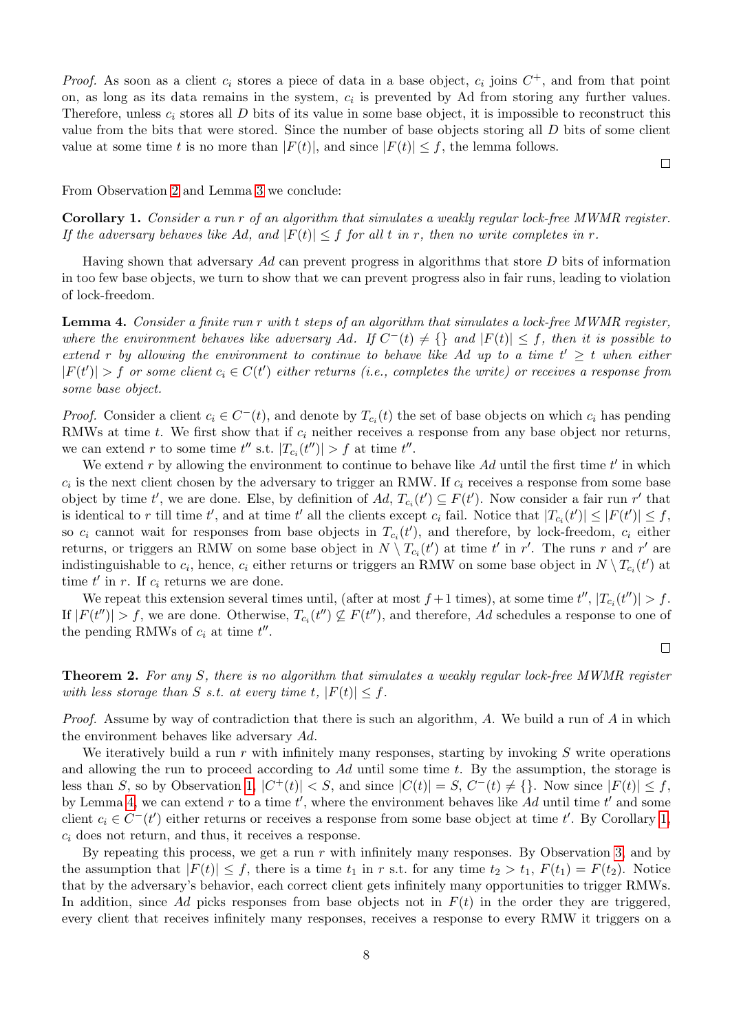*Proof.* As soon as a client $c_i$ stores a piece of data in a base object, $c_i$ joins $C^+$, and from that point on, as long as its data remains in the system, $c_i$ is prevented by Ad from storing any further values. Therefore, unless $c_i$ stores all $D$ bits of its value in some base object, it is impossible to reconstruct this value from the bits that were stored. Since the number of base objects storing all $D$ bits of some client value at some time $t$ is no more than $|F(t)|$, and since $|F(t)| \leq f$, the lemma follows. □

From Observation 2 and Lemma 3 we conclude:

**Corollary 1.** *Consider a run $r$ of an algorithm that simulates a weakly regular lock-free MWMR register. If the adversary behaves like Ad, and $|F(t)| \leq f$ for all $t$ in $r$, then no write completes in $r$.*

Having shown that adversary $Ad$ can prevent progress in algorithms that store $D$ bits of information in too few base objects, we turn to show that we can prevent progress also in fair runs, leading to violation of lock-freedom.

**Lemma 4.** *Consider a finite run $r$ with $t$ steps of an algorithm that simulates a lock-free MWMR register, where the environment behaves like adversary $Ad$. If $C^-(t) \neq \{\}$ and $|F(t)| \leq f$, then it is possible to extend $r$ by allowing the environment to continue to behave like $Ad$ up to a time $t' \geq t$ when either $|F(t')| > f$ or some client $c_i \in C(t')$ either returns (i.e., completes the write) or receives a response from some base object.*

*Proof.* Consider a client $c_i \in C^-(t)$, and denote by $T_{c_i}(t)$ the set of base objects on which $c_i$ has pending RMWs at time $t$. We first show that if $c_i$ neither receives a response from any base object nor returns, we can extend $r$ to some time $t''$ s.t. $|T_{c_i}(t'')| > f$ at time $t''$.

We extend $r$ by allowing the environment to continue to behave like $Ad$ until the first time $t'$ in which $c_i$ is the next client chosen by the adversary to trigger an RMW. If $c_i$ receives a response from some base object by time $t'$, we are done. Else, by definition of $Ad$, $T_{c_i}(t') \subseteq F(t')$. Now consider a fair run $r'$ that is identical to $r$ till time $t'$, and at time $t'$ all the clients except $c_i$ fail. Notice that $|T_{c_i}(t')| \leq |F(t')| \leq f$, so $c_i$ cannot wait for responses from base objects in $T_{c_i}(t')$, and therefore, by lock-freedom, $c_i$ either returns, or triggers an RMW on some base object in $N \setminus T_{c_i}(t')$ at time $t'$ in $r'$. The runs $r$ and $r'$ are indistinguishable to $c_i$, hence, $c_i$ either returns or triggers an RMW on some base object in $N \setminus T_{c_i}(t')$ at time $t'$ in $r$. If $c_i$ returns we are done.

We repeat this extension several times until, (after at most $f+1$ times), at some time $t''$, $|T_{c_i}(t'')| > f$. If $|F(t'')| > f$, we are done. Otherwise, $T_{c_i}(t'') \not\subseteq F(t'')$, and therefore, $Ad$ schedules a response to one of the pending RMWs of $c_i$ at time $t''$. □

**Theorem 2.** *For any $S$, there is no algorithm that simulates a weakly regular lock-free MWMR register with less storage than $S$ s.t. at every time $t$, $|F(t)| \leq f$.*

*Proof.* Assume by way of contradiction that there is such an algorithm, $A$. We build a run of $A$ in which the environment behaves like adversary $Ad$.

We iteratively build a run $r$ with infinitely many responses, starting by invoking $S$ write operations and allowing the run to proceed according to $Ad$ until some time $t$. By the assumption, the storage is less than $S$, so by Observation 1, $|C^+(t)| < S$, and since $|C(t)| = S$, $C^-(t) \neq \{\}$. Now since $|F(t)| \leq f$, by Lemma 4, we can extend $r$ to a time $t'$, where the environment behaves like $Ad$ until time $t'$ and some client $c_i \in C^-(t')$ either returns or receives a response from some base object at time $t'$. By Corollary 1, $c_i$ does not return, and thus, it receives a response.

By repeating this process, we get a run $r$ with infinitely many responses. By Observation 3, and by the assumption that $|F(t)| \leq f$, there is a time $t_1$ in $r$ s.t. for any time $t_2 > t_1$, $F(t_1) = F(t_2)$. Notice that by the adversary's behavior, each correct client gets infinitely many opportunities to trigger RMWs. In addition, since $Ad$ picks responses from base objects not in $F(t)$ in the order they are triggered, every client that receives infinitely many responses, receives a response to every RMW it triggers on a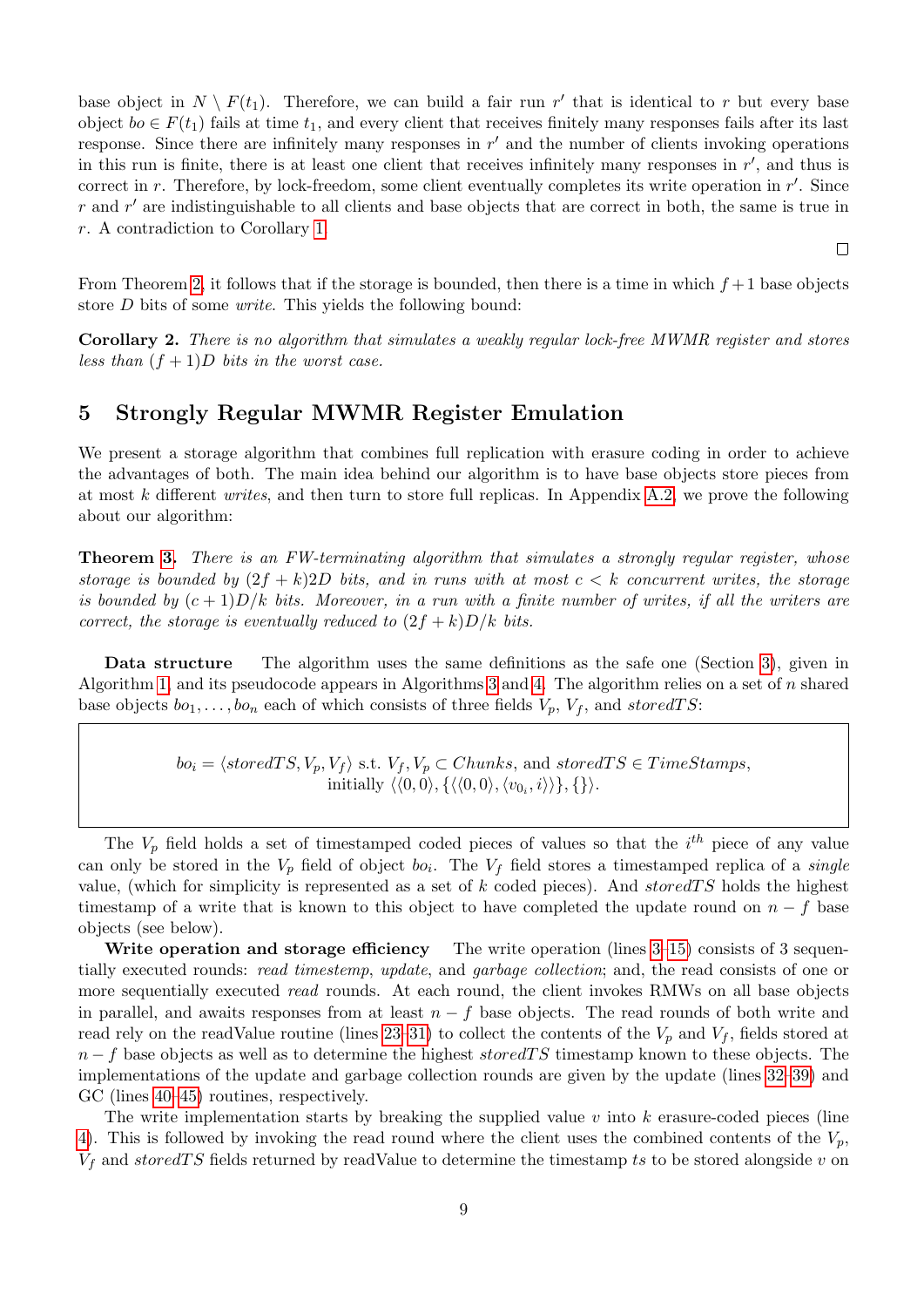base object in $N \setminus F(t_1)$. Therefore, we can build a fair run $r'$ that is identical to $r$ but every base object $bo \in F(t_1)$ fails at time $t_1$, and every client that receives finitely many responses fails after its last response. Since there are infinitely many responses in $r'$ and the number of clients invoking operations in this run is finite, there is at least one client that receives infinitely many responses in $r'$, and thus is correct in $r$. Therefore, by lock-freedom, some client eventually completes its write operation in $r'$. Since $r$ and $r'$ are indistinguishable to all clients and base objects that are correct in both, the same is true in $r$. A contradiction to Corollary 1.

□

From Theorem 2, it follows that if the storage is bounded, then there is a time in which $f+1$ base objects store $D$ bits of some *write*. This yields the following bound:

**Corollary 2.** *There is no algorithm that simulates a weakly regular lock-free MWMR register and stores less than $(f+1)D$ bits in the worst case.*

# 5 Strongly Regular MWMR Register Emulation

We present a storage algorithm that combines full replication with erasure coding in order to achieve the advantages of both. The main idea behind our algorithm is to have base objects store pieces from at most $k$ different *writes*, and then turn to store full replicas. In Appendix A.2, we prove the following about our algorithm:

**Theorem 3.** *There is an FW-terminating algorithm that simulates a strongly regular register, whose storage is bounded by $(2f+k)2D$ bits, and in runs with at most $c < k$ concurrent writes, the storage is bounded by $(c+1)D/k$ bits. Moreover, in a run with a finite number of writes, if all the writers are correct, the storage is eventually reduced to $(2f+k)D/k$ bits.*

**Data structure** The algorithm uses the same definitions as the safe one (Section 3), given in Algorithm 1, and its pseudocode appears in Algorithms 3 and 4. The algorithm relies on a set of $n$ shared base objects $bo_1, \ldots, bo_n$ each of which consists of three fields $V_p$, $V_f$, and $storedTS$:

$$bo_i = \langle storedTS, V_p, V_f \rangle \text{ s.t. } V_f, V_p \subset Chunks, \text{ and } storedTS \in TimeStamps,$$
$$\text{initially } \langle \langle 0,0 \rangle, \{\langle \langle 0,0 \rangle, \langle v_{0_i}, i \rangle \rangle\}, \{\} \rangle.$$

The $V_p$ field holds a set of timestamped coded pieces of values so that the $i^{th}$ piece of any value can only be stored in the $V_p$ field of object $bo_i$. The $V_f$ field stores a timestamped replica of a *single* value, (which for simplicity is represented as a set of $k$ coded pieces). And $storedTS$ holds the highest timestamp of a write that is known to this object to have completed the update round on $n-f$ base objects (see below).

**Write operation and storage efficiency** The write operation (lines 3–15) consists of 3 sequentially executed rounds: *read timestemp*, *update*, and *garbage collection*; and, the read consists of one or more sequentially executed *read* rounds. At each round, the client invokes RMWs on all base objects in parallel, and awaits responses from at least $n-f$ base objects. The read rounds of both write and read rely on the readValue routine (lines 23–31) to collect the contents of the $V_p$ and $V_f$, fields stored at $n-f$ base objects as well as to determine the highest $storedTS$ timestamp known to these objects. The implementations of the update and garbage collection rounds are given by the update (lines 32–39) and GC (lines 40–45) routines, respectively.

The write implementation starts by breaking the supplied value $v$ into $k$ erasure-coded pieces (line 4). This is followed by invoking the read round where the client uses the combined contents of the $V_p$, $V_f$ and $storedTS$ fields returned by readValue to determine the timestamp $ts$ to be stored alongside $v$ on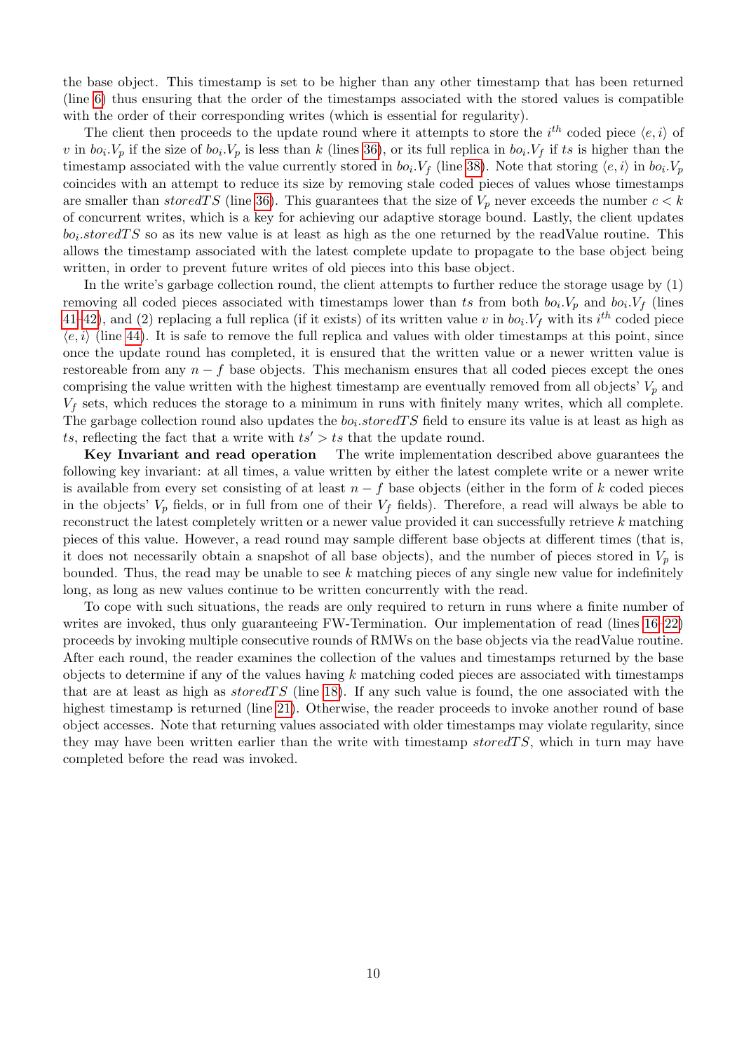the base object. This timestamp is set to be higher than any other timestamp that has been returned (line 6) thus ensuring that the order of the timestamps associated with the stored values is compatible with the order of their corresponding writes (which is essential for regularity).

The client then proceeds to the update round where it attempts to store the $i^{th}$ coded piece $\langle e, i \rangle$ of $v$ in $bo_i.V_p$ if the size of $bo_i.V_p$ is less than $k$ (lines 36), or its full replica in $bo_i.V_f$ if $ts$ is higher than the timestamp associated with the value currently stored in $bo_i.V_f$ (line 38). Note that storing $\langle e, i \rangle$ in $bo_i.V_p$ coincides with an attempt to reduce its size by removing stale coded pieces of values whose timestamps are smaller than $storedTS$ (line 36). This guarantees that the size of $V_p$ never exceeds the number $c < k$ of concurrent writes, which is a key for achieving our adaptive storage bound. Lastly, the client updates $bo_i.storedTS$ so as its new value is at least as high as the one returned by the readValue routine. This allows the timestamp associated with the latest complete update to propagate to the base object being written, in order to prevent future writes of old pieces into this base object.

In the write's garbage collection round, the client attempts to further reduce the storage usage by (1) removing all coded pieces associated with timestamps lower than $ts$ from both $bo_i.V_p$ and $bo_i.V_f$ (lines 41–42), and (2) replacing a full replica (if it exists) of its written value $v$ in $bo_i.V_f$ with its $i^{th}$ coded piece $\langle e, i \rangle$ (line 44). It is safe to remove the full replica and values with older timestamps at this point, since once the update round has completed, it is ensured that the written value or a newer written value is restoreable from any $n - f$ base objects. This mechanism ensures that all coded pieces except the ones comprising the value written with the highest timestamp are eventually removed from all objects' $V_p$ and $V_f$ sets, which reduces the storage to a minimum in runs with finitely many writes, which all complete. The garbage collection round also updates the $bo_i.storedTS$ field to ensure its value is at least as high as $ts$, reflecting the fact that a write with $ts' > ts$ that the update round.

**Key Invariant and read operation** The write implementation described above guarantees the following key invariant: at all times, a value written by either the latest complete write or a newer write is available from every set consisting of at least $n - f$ base objects (either in the form of $k$ coded pieces in the objects' $V_p$ fields, or in full from one of their $V_f$ fields). Therefore, a read will always be able to reconstruct the latest completely written or a newer value provided it can successfully retrieve $k$ matching pieces of this value. However, a read round may sample different base objects at different times (that is, it does not necessarily obtain a snapshot of all base objects), and the number of pieces stored in $V_p$ is bounded. Thus, the read may be unable to see $k$ matching pieces of any single new value for indefinitely long, as long as new values continue to be written concurrently with the read.

To cope with such situations, the reads are only required to return in runs where a finite number of writes are invoked, thus only guaranteeing FW-Termination. Our implementation of read (lines 16–22) proceeds by invoking multiple consecutive rounds of RMWs on the base objects via the readValue routine. After each round, the reader examines the collection of the values and timestamps returned by the base objects to determine if any of the values having $k$ matching coded pieces are associated with timestamps that are at least as high as $storedTS$ (line 18). If any such value is found, the one associated with the highest timestamp is returned (line 21). Otherwise, the reader proceeds to invoke another round of base object accesses. Note that returning values associated with older timestamps may violate regularity, since they may have been written earlier than the write with timestamp $storedTS$, which in turn may have completed before the read was invoked.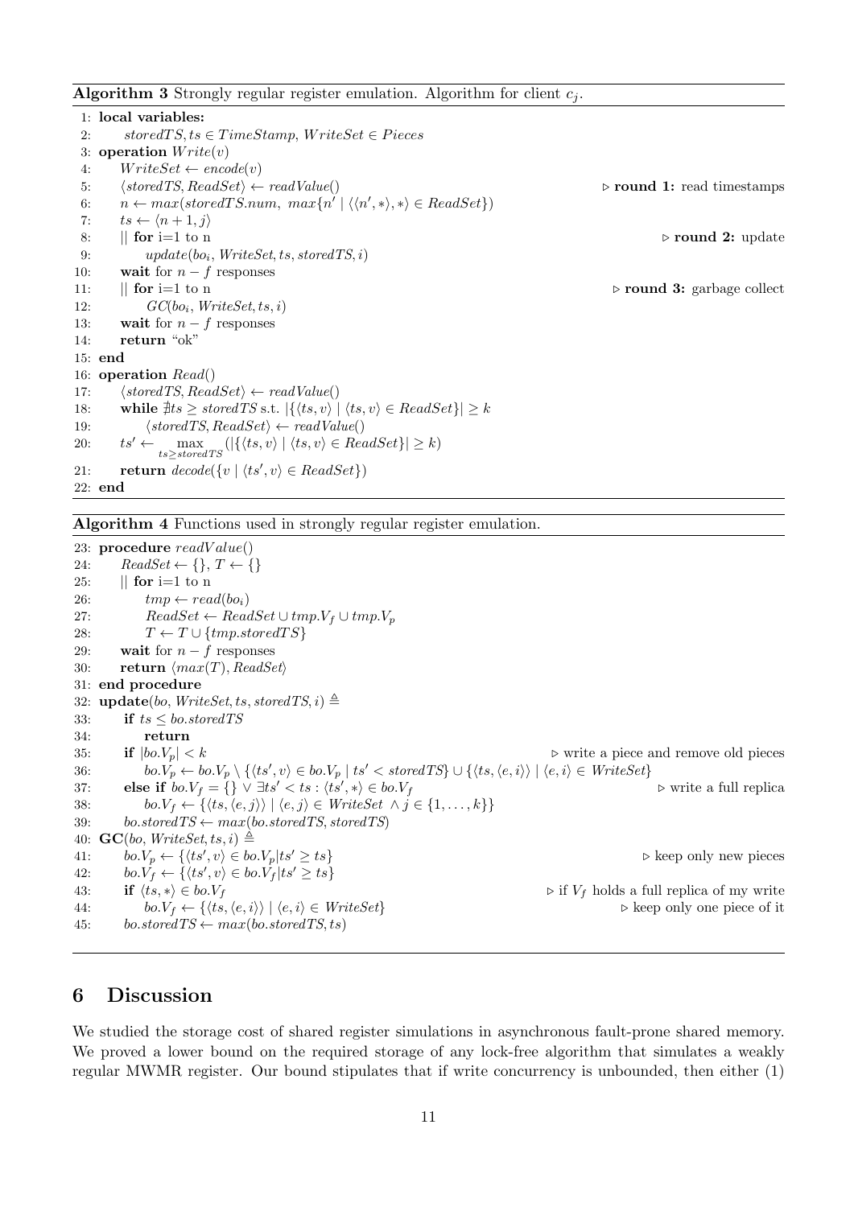**Algorithm 3** Strongly regular register emulation. Algorithm for client $c_j$.

```
1: local variables:
2:     storedTS, ts ∈ TimeStamp, WriteSet ∈ Pieces
3: operation Write(v)
4:     WriteSet ← encode(v)
5:     ⟨storedTS, ReadSet⟩ ← readValue()                          ▷ round 1: read timestamps
6:     n ← max(storedTS.num, max{n' | ⟨⟨n', ∗⟩, ∗⟩ ∈ ReadSet})
7:     ts ← ⟨n + 1, j⟩
8:     || for i=1 to n                                               ▷ round 2: update
9:         update(bo_i, WriteSet, ts, storedTS, i)
10:    wait for n − f responses
11:    || for i=1 to n                                               ▷ round 3: garbage collect
12:        GC(bo_i, WriteSet, ts, i)
13:    wait for n − f responses
14:    return "ok"
15: end
16: operation Read()
17:    ⟨storedTS, ReadSet⟩ ← readValue()
18:    while ∄ts ≥ storedTS s.t. |{⟨ts, v⟩ | ⟨ts, v⟩ ∈ ReadSet}| ≥ k
19:        ⟨storedTS, ReadSet⟩ ← readValue()
20:    ts' ← max_{ts ≥ storedTS}(|{⟨ts, v⟩ | ⟨ts, v⟩ ∈ ReadSet}| ≥ k)
21:    return decode({v | ⟨ts', v⟩ ∈ ReadSet})
22: end
```

**Algorithm 4** Functions used in strongly regular register emulation.

```
23: procedure readValue()
24:    ReadSet ← {}, T ← {}
25:    || for i=1 to n
26:        tmp ← read(bo_i)
27:        ReadSet ← ReadSet ∪ tmp.V_f ∪ tmp.V_p
28:        T ← T ∪ {tmp.storedTS}
29:    wait for n − f responses
30:    return ⟨max(T), ReadSet⟩
31: end procedure
32: update(bo, WriteSet, ts, storedTS, i) ≜
33:    if ts ≤ bo.storedTS
34:        return
35:    if |bo.V_p| < k                                              ▷ write a piece and remove old pieces
36:        bo.V_p ← bo.V_p \ {⟨ts', v⟩ ∈ bo.V_p | ts' < storedTS} ∪ {⟨ts, ⟨e, i⟩⟩ | ⟨e, i⟩ ∈ WriteSet}
37:    else if bo.V_f = {} ∨ ∃ts' < ts : ⟨ts', ∗⟩ ∈ bo.V_f               ▷ write a full replica
38:        bo.V_f ← {⟨ts, ⟨e, j⟩⟩ | ⟨e, j⟩ ∈ WriteSet ∧ j ∈ {1, ..., k}}
39:    bo.storedTS ← max(bo.storedTS, storedTS)
40: GC(bo, WriteSet, ts, i) ≜
41:    bo.V_p ← {⟨ts', v⟩ ∈ bo.V_p | ts' ≥ ts}                          ▷ keep only new pieces
42:    bo.V_f ← {⟨ts', v⟩ ∈ bo.V_f | ts' ≥ ts}
43:    if ⟨ts, ∗⟩ ∈ bo.V_f                                  ▷ if V_f holds a full replica of my write
44:        bo.V_f ← {⟨ts, ⟨e, i⟩⟩ | ⟨e, i⟩ ∈ WriteSet}                      ▷ keep only one piece of it
45:    bo.storedTS ← max(bo.storedTS, ts)
```

## 6 Discussion

We studied the storage cost of shared register simulations in asynchronous fault-prone shared memory. We proved a lower bound on the required storage of any lock-free algorithm that simulates a weakly regular MWMR register. Our bound stipulates that if write concurrency is unbounded, then either (1)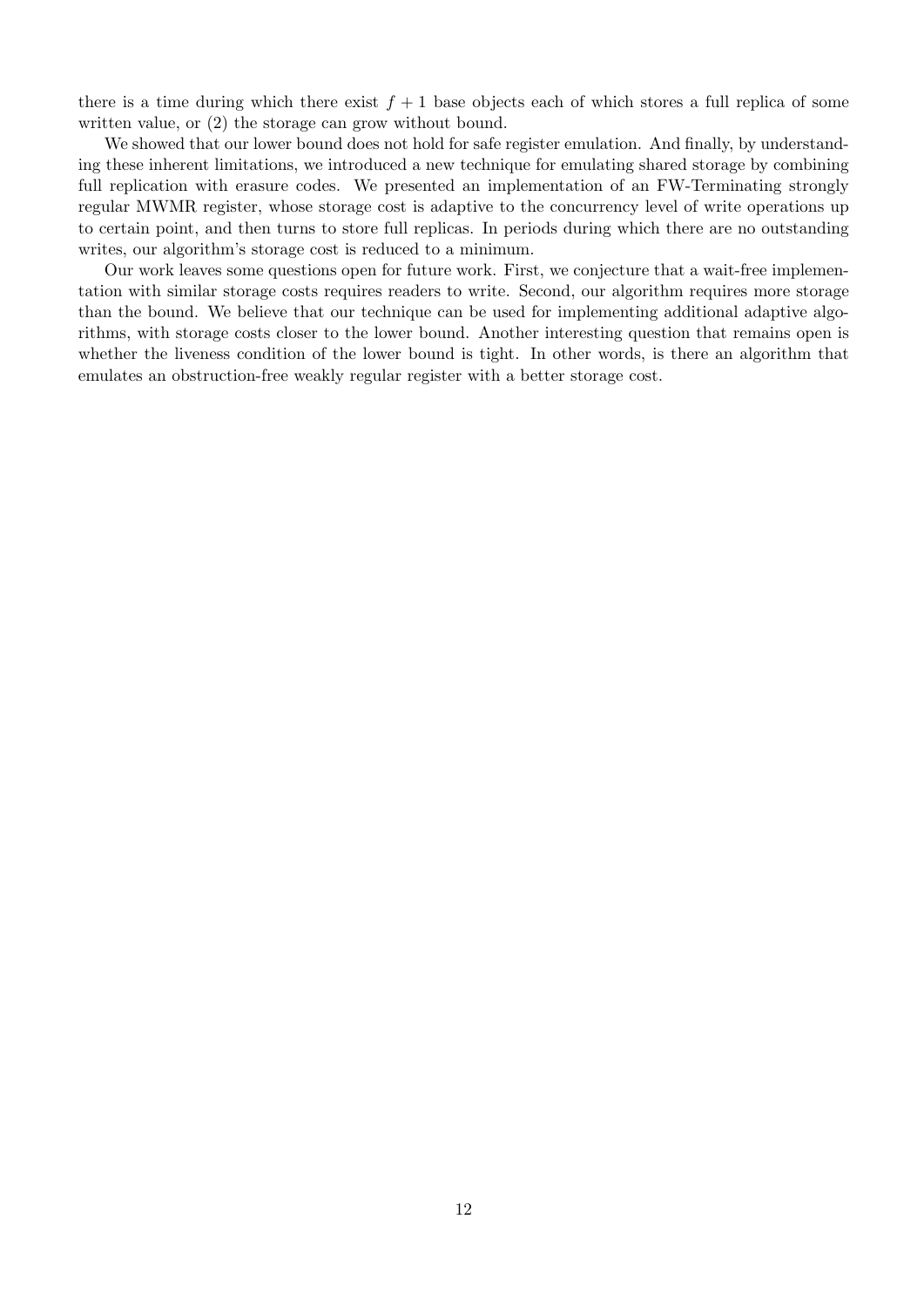there is a time during which there exist $f + 1$ base objects each of which stores a full replica of some written value, or (2) the storage can grow without bound.

We showed that our lower bound does not hold for safe register emulation. And finally, by understanding these inherent limitations, we introduced a new technique for emulating shared storage by combining full replication with erasure codes. We presented an implementation of an FW-Terminating strongly regular MWMR register, whose storage cost is adaptive to the concurrency level of write operations up to certain point, and then turns to store full replicas. In periods during which there are no outstanding writes, our algorithm's storage cost is reduced to a minimum.

Our work leaves some questions open for future work. First, we conjecture that a wait-free implementation with similar storage costs requires readers to write. Second, our algorithm requires more storage than the bound. We believe that our technique can be used for implementing additional adaptive algorithms, with storage costs closer to the lower bound. Another interesting question that remains open is whether the liveness condition of the lower bound is tight. In other words, is there an algorithm that emulates an obstruction-free weakly regular register with a better storage cost.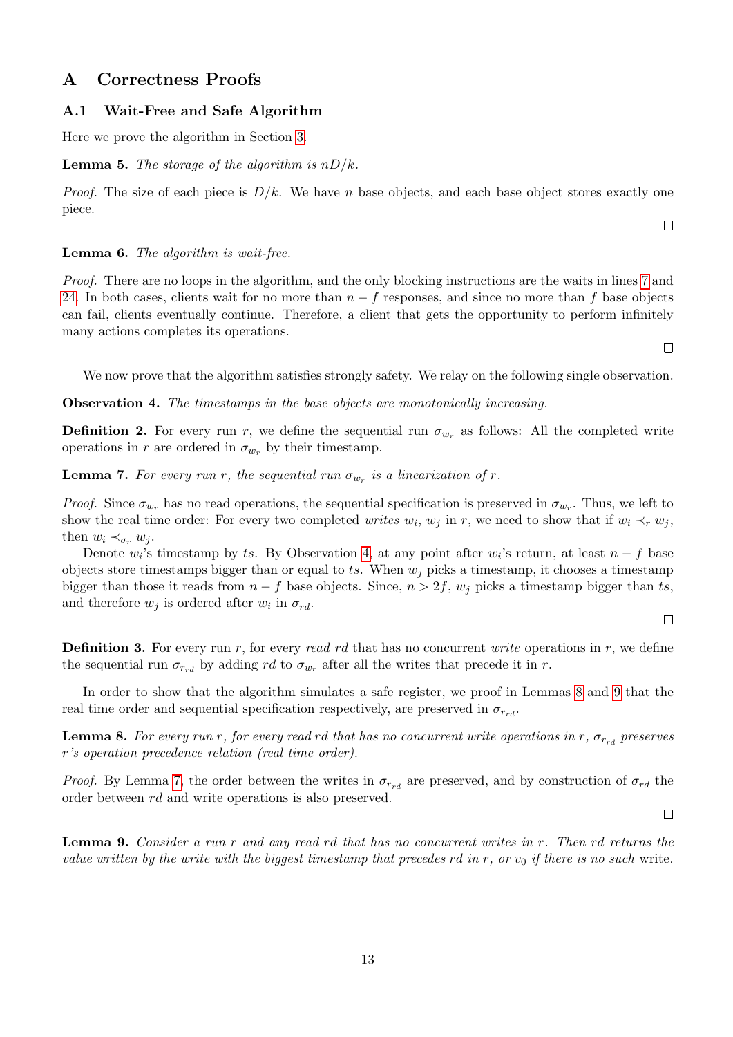# A Correctness Proofs

## A.1 Wait-Free and Safe Algorithm

Here we prove the algorithm in Section 3.

**Lemma 5.** *The storage of the algorithm is $nD/k$.*

*Proof.* The size of each piece is $D/k$. We have $n$ base objects, and each base object stores exactly one piece. □

**Lemma 6.** *The algorithm is wait-free.*

*Proof.* There are no loops in the algorithm, and the only blocking instructions are the waits in lines 7 and 24. In both cases, clients wait for no more than $n - f$ responses, and since no more than $f$ base objects can fail, clients eventually continue. Therefore, a client that gets the opportunity to perform infinitely many actions completes its operations. □

We now prove that the algorithm satisfies strongly safety. We relay on the following single observation.

**Observation 4.** *The timestamps in the base objects are monotonically increasing.*

**Definition 2.** For every run $r$, we define the sequential run $\sigma_{w_r}$ as follows: All the completed write operations in $r$ are ordered in $\sigma_{w_r}$ by their timestamp.

**Lemma 7.** *For every run $r$, the sequential run $\sigma_{w_r}$ is a linearization of $r$.*

*Proof.* Since $\sigma_{w_r}$ has no read operations, the sequential specification is preserved in $\sigma_{w_r}$. Thus, we left to show the real time order: For every two completed *writes* $w_i$, $w_j$ in $r$, we need to show that if $w_i \prec_r w_j$, then $w_i \prec_{\sigma_r} w_j$.

Denote $w_i$'s timestamp by $ts$. By Observation 4, at any point after $w_i$'s return, at least $n - f$ base objects store timestamps bigger than or equal to $ts$. When $w_j$ picks a timestamp, it chooses a timestamp bigger than those it reads from $n - f$ base objects. Since, $n > 2f$, $w_j$ picks a timestamp bigger than $ts$, and therefore $w_j$ is ordered after $w_i$ in $\sigma_{rd}$. □

**Definition 3.** For every run $r$, for every *read* $rd$ that has no concurrent *write* operations in $r$, we define the sequential run $\sigma_{r_{rd}}$ by adding $rd$ to $\sigma_{w_r}$ after all the writes that precede it in $r$.

In order to show that the algorithm simulates a safe register, we proof in Lemmas 8 and 9 that the real time order and sequential specification respectively, are preserved in $\sigma_{r_{rd}}$.

**Lemma 8.** *For every run $r$, for every read $rd$ that has no concurrent write operations in $r$, $\sigma_{r_{rd}}$ preserves $r$'s operation precedence relation (real time order).*

*Proof.* By Lemma 7, the order between the writes in $\sigma_{r_{rd}}$ are preserved, and by construction of $\sigma_{rd}$ the order between $rd$ and write operations is also preserved. □

**Lemma 9.** *Consider a run $r$ and any read $rd$ that has no concurrent writes in $r$. Then $rd$ returns the value written by the write with the biggest timestamp that precedes $rd$ in $r$, or $v_0$ if there is no such* write.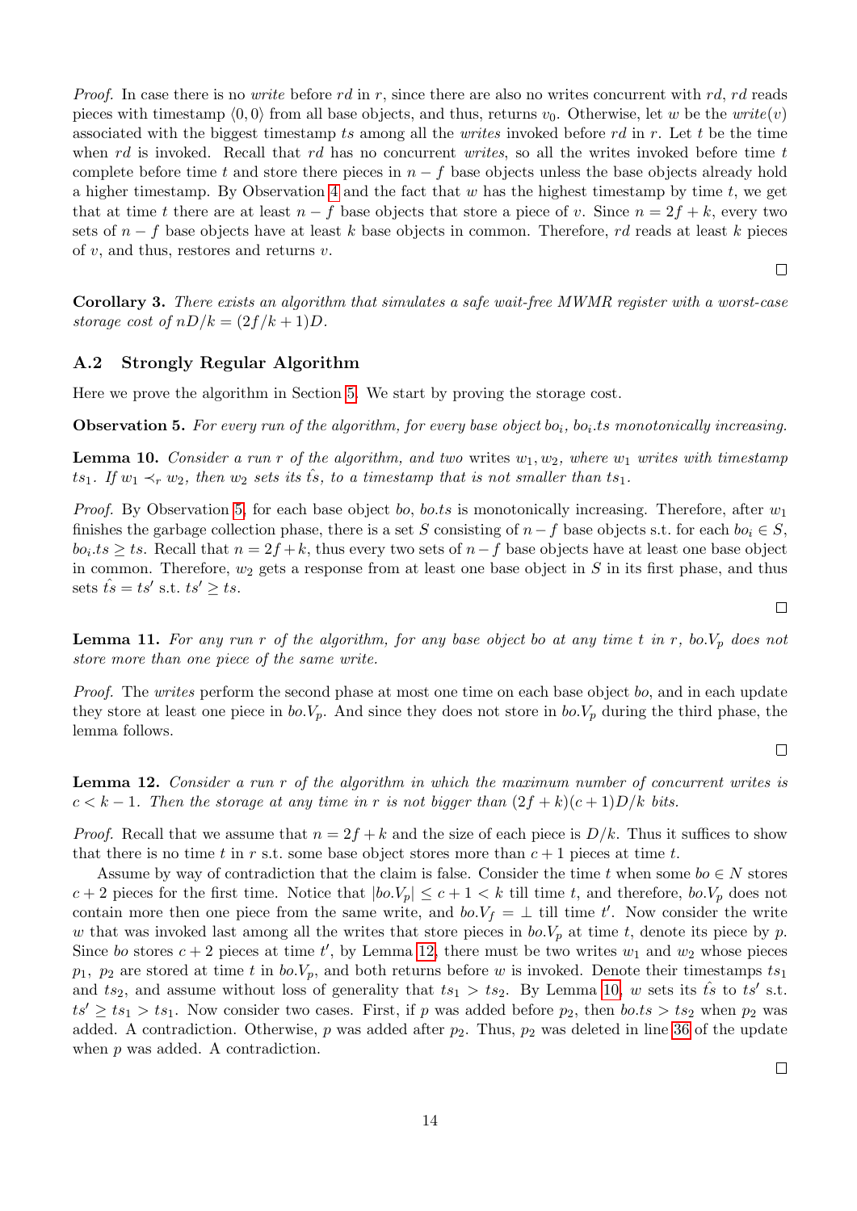*Proof.* In case there is no *write* before $rd$ in $r$, since there are also no writes concurrent with $rd$, $rd$ reads pieces with timestamp $\langle 0, 0\rangle$ from all base objects, and thus, returns $v_0$. Otherwise, let $w$ be the *write*($v$) associated with the biggest timestamp $ts$ among all the *writes* invoked before $rd$ in $r$. Let $t$ be the time when $rd$ is invoked. Recall that $rd$ has no concurrent *writes*, so all the writes invoked before time $t$ complete before time $t$ and store there pieces in $n - f$ base objects unless the base objects already hold a higher timestamp. By Observation 4 and the fact that $w$ has the highest timestamp by time $t$, we get that at time $t$ there are at least $n - f$ base objects that store a piece of $v$. Since $n = 2f + k$, every two sets of $n - f$ base objects have at least $k$ base objects in common. Therefore, $rd$ reads at least $k$ pieces of $v$, and thus, restores and returns $v$. ◻

**Corollary 3.** *There exists an algorithm that simulates a safe wait-free MWMR register with a worst-case storage cost of $nD/k = (2f/k + 1)D$.*

## A.2 Strongly Regular Algorithm

Here we prove the algorithm in Section 5. We start by proving the storage cost.

**Observation 5.** *For every run of the algorithm, for every base object $bo_i$, $bo_i.ts$ monotonically increasing.*

**Lemma 10.** *Consider a run $r$ of the algorithm, and two writes $w_1, w_2$, where $w_1$ writes with timestamp $ts_1$. If $w_1 \prec_r w_2$, then $w_2$ sets its $\hat{ts}$, to a timestamp that is not smaller than $ts_1$.*

*Proof.* By Observation 5, for each base object $bo$, $bo.ts$ is monotonically increasing. Therefore, after $w_1$ finishes the garbage collection phase, there is a set $S$ consisting of $n - f$ base objects s.t. for each $bo_i \in S$, $bo_i.ts \geq ts$. Recall that $n = 2f + k$, thus every two sets of $n - f$ base objects have at least one base object in common. Therefore, $w_2$ gets a response from at least one base object in $S$ in its first phase, and thus sets $\hat{ts} = ts'$ s.t. $ts' \geq ts$. ◻

**Lemma 11.** *For any run $r$ of the algorithm, for any base object $bo$ at any time $t$ in $r$, $bo.V_p$ does not store more than one piece of the same write.*

*Proof.* The *writes* perform the second phase at most one time on each base object $bo$, and in each update they store at least one piece in $bo.V_p$. And since they does not store in $bo.V_p$ during the third phase, the lemma follows. ◻

**Lemma 12.** *Consider a run $r$ of the algorithm in which the maximum number of concurrent writes is $c < k - 1$. Then the storage at any time in $r$ is not bigger than $(2f + k)(c + 1)D/k$ bits.*

*Proof.* Recall that we assume that $n = 2f + k$ and the size of each piece is $D/k$. Thus it suffices to show that there is no time $t$ in $r$ s.t. some base object stores more than $c + 1$ pieces at time $t$.

Assume by way of contradiction that the claim is false. Consider the time $t$ when some $bo \in N$ stores $c + 2$ pieces for the first time. Notice that $|bo.V_p| \leq c + 1 < k$ till time $t$, and therefore, $bo.V_p$ does not contain more then one piece from the same write, and $bo.V_f = \perp$ till time $t'$. Now consider the write $w$ that was invoked last among all the writes that store pieces in $bo.V_p$ at time $t$, denote its piece by $p$. Since $bo$ stores $c + 2$ pieces at time $t'$, by Lemma 12, there must be two writes $w_1$ and $w_2$ whose pieces $p_1$, $p_2$ are stored at time $t$ in $bo.V_p$, and both returns before $w$ is invoked. Denote their timestamps $ts_1$ and $ts_2$, and assume without loss of generality that $ts_1 > ts_2$. By Lemma 10, $w$ sets its $\hat{ts}$ to $ts'$ s.t. $ts' \geq ts_1 > ts_1$. Now consider two cases. First, if $p$ was added before $p_2$, then $bo.ts > ts_2$ when $p_2$ was added. A contradiction. Otherwise, $p$ was added after $p_2$. Thus, $p_2$ was deleted in line 36 of the update when $p$ was added. A contradiction. ◻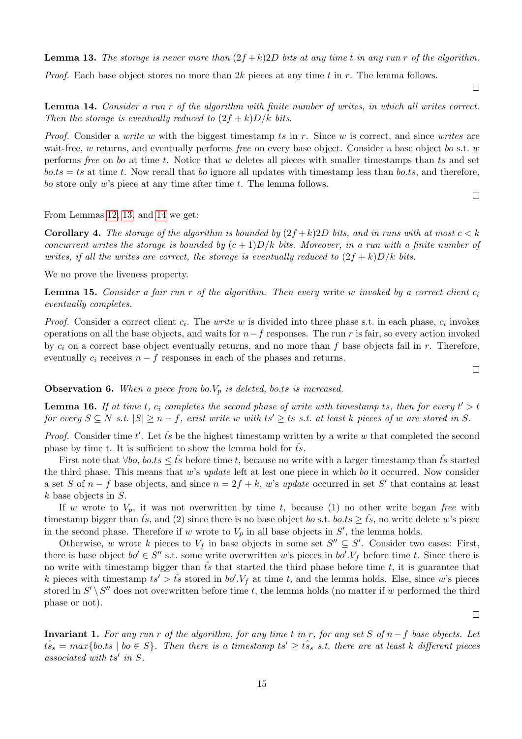**Lemma 13.** *The storage is never more than $(2f + k)2D$ bits at any time $t$ in any run $r$ of the algorithm.*

*Proof.* Each base object stores no more than $2k$ pieces at any time $t$ in $r$. The lemma follows. $\square$

**Lemma 14.** *Consider a run $r$ of the algorithm with finite number of writes, in which all writes correct. Then the storage is eventually reduced to $(2f + k)D/k$ bits.*

*Proof.* Consider a *write* $w$ with the biggest timestamp $ts$ in $r$. Since $w$ is correct, and since *writes* are wait-free, $w$ returns, and eventually performs *free* on every base object. Consider a base object $bo$ s.t. $w$ performs *free* on $bo$ at time $t$. Notice that $w$ deletes all pieces with smaller timestamps than $ts$ and set $bo.ts = ts$ at time $t$. Now recall that $bo$ ignore all updates with timestamp less than $bo.ts$, and therefore, $bo$ store only $w$'s piece at any time after time $t$. The lemma follows. $\square$

From Lemmas 12, 13, and 14 we get:

**Corollary 4.** *The storage of the algorithm is bounded by $(2f + k)2D$ bits, and in runs with at most $c < k$ concurrent writes the storage is bounded by $(c + 1)D/k$ bits. Moreover, in a run with a finite number of writes, if all the writes are correct, the storage is eventually reduced to $(2f + k)D/k$ bits.*

We no prove the liveness property.

**Lemma 15.** *Consider a fair run $r$ of the algorithm. Then every* write *$w$ invoked by a correct client $c_i$ eventually completes.*

*Proof.* Consider a correct client $c_i$. The *write* $w$ is divided into three phase s.t. in each phase, $c_i$ invokes operations on all the base objects, and waits for $n - f$ responses. The run $r$ is fair, so every action invoked by $c_i$ on a correct base object eventually returns, and no more than $f$ base objects fail in $r$. Therefore, eventually $c_i$ receives $n - f$ responses in each of the phases and returns. $\square$

**Observation 6.** *When a piece from $bo.V_p$ is deleted, $bo.ts$ is increased.*

**Lemma 16.** *If at time $t$, $c_i$ completes the second phase of write with timestamp $ts$, then for every $t' > t$ for every $S \subseteq N$ s.t. $|S| \geq n - f$, exist write $w$ with $ts' \geq ts$ s.t. at least $k$ pieces of $w$ are stored in $S$.*

*Proof.* Consider time $t'$. Let $\hat{ts}$ be the highest timestamp written by a write $w$ that completed the second phase by time t. It is sufficient to show the lemma hold for $\hat{ts}$.

First note that $\forall bo$, $bo.ts \leq \hat{ts}$ before time $t$, because no write with a larger timestamp than $\hat{ts}$ started the third phase. This means that $w$'s *update* left at lest one piece in which $bo$ it occurred. Now consider a set $S$ of $n - f$ base objects, and since $n = 2f + k$, $w$'s *update* occurred in set $S'$ that contains at least $k$ base objects in $S$.

If $w$ wrote to $V_p$, it was not overwritten by time $t$, because (1) no other write began *free* with timestamp bigger than $\hat{ts}$, and (2) since there is no base object $bo$ s.t. $bo.ts \geq \hat{ts}$, no write delete $w$'s piece in the second phase. Therefore if $w$ wrote to $V_p$ in all base objects in $S'$, the lemma holds.

Otherwise, $w$ wrote $k$ pieces to $V_f$ in base objects in some set $S'' \subseteq S'$. Consider two cases: First, there is base object $bo' \in S''$ s.t. some write overwritten $w$'s pieces in $bo'.V_f$ before time $t$. Since there is no write with timestamp bigger than $\hat{ts}$ that started the third phase before time $t$, it is guarantee that $k$ pieces with timestamp $ts' > \hat{ts}$ stored in $bo'.V_f$ at time $t$, and the lemma holds. Else, since $w$'s pieces stored in $S' \setminus S''$ does not overwritten before time $t$, the lemma holds (no matter if $w$ performed the third phase or not). $\square$

**Invariant 1.** *For any run $r$ of the algorithm, for any time $t$ in $r$, for any set $S$ of $n - f$ base objects. Let $\hat{ts}_s = max\{bo.ts \mid bo \in S\}$. Then there is a timestamp $ts' \geq \hat{ts}_s$ s.t. there are at least $k$ different pieces associated with $ts'$ in $S$.*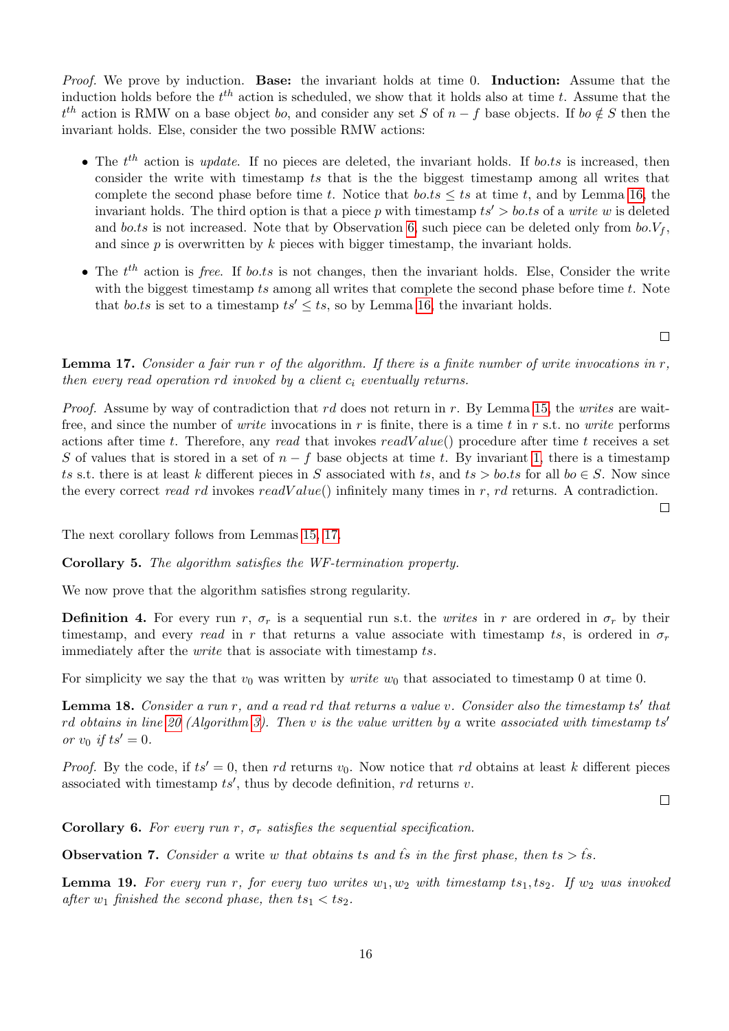*Proof.* We prove by induction. **Base:** the invariant holds at time 0. **Induction:** Assume that the induction holds before the $t^{th}$ action is scheduled, we show that it holds also at time $t$. Assume that the $t^{th}$ action is RMW on a base object $bo$, and consider any set $S$ of $n-f$ base objects. If $bo \notin S$ then the invariant holds. Else, consider the two possible RMW actions:

- The $t^{th}$ action is *update*. If no pieces are deleted, the invariant holds. If $bo.ts$ is increased, then consider the write with timestamp $ts$ that is the the biggest timestamp among all writes that complete the second phase before time $t$. Notice that $bo.ts \leq ts$ at time $t$, and by Lemma 16, the invariant holds. The third option is that a piece $p$ with timestamp $ts' > bo.ts$ of a *write* $w$ is deleted and $bo.ts$ is not increased. Note that by Observation 6, such piece can be deleted only from $bo.V_f$, and since $p$ is overwritten by $k$ pieces with bigger timestamp, the invariant holds.
- The $t^{th}$ action is *free*. If $bo.ts$ is not changes, then the invariant holds. Else, Consider the write with the biggest timestamp $ts$ among all writes that complete the second phase before time $t$. Note that $bo.ts$ is set to a timestamp $ts' \leq ts$, so by Lemma 16, the invariant holds.

□

**Lemma 17.** *Consider a fair run $r$ of the algorithm. If there is a finite number of write invocations in $r$, then every read operation $rd$ invoked by a client $c_i$ eventually returns.*

*Proof.* Assume by way of contradiction that $rd$ does not return in $r$. By Lemma 15, the *writes* are wait-free, and since the number of *write* invocations in $r$ is finite, there is a time $t$ in $r$ s.t. no *write* performs actions after time $t$. Therefore, any *read* that invokes $readValue()$ procedure after time $t$ receives a set $S$ of values that is stored in a set of $n-f$ base objects at time $t$. By invariant 1, there is a timestamp $ts$ s.t. there is at least $k$ different pieces in $S$ associated with $ts$, and $ts > bo.ts$ for all $bo \in S$. Now since the every correct *read* $rd$ invokes $readValue()$ infinitely many times in $r$, $rd$ returns. A contradiction.

□

The next corollary follows from Lemmas 15, 17.

**Corollary 5.** *The algorithm satisfies the WF-termination property.*

We now prove that the algorithm satisfies strong regularity.

**Definition 4.** For every run $r$, $\sigma_r$ is a sequential run s.t. the *writes* in $r$ are ordered in $\sigma_r$ by their timestamp, and every *read* in $r$ that returns a value associate with timestamp $ts$, is ordered in $\sigma_r$ immediately after the *write* that is associate with timestamp $ts$.

For simplicity we say the that $v_0$ was written by *write* $w_0$ that associated to timestamp 0 at time 0.

**Lemma 18.** *Consider a run $r$, and a read $rd$ that returns a value $v$. Consider also the timestamp $ts'$ that $rd$ obtains in line 20 (Algorithm 3). Then $v$ is the value written by a* write *associated with timestamp $ts'$ or $v_0$ if $ts' = 0$.*

*Proof.* By the code, if $ts' = 0$, then $rd$ returns $v_0$. Now notice that $rd$ obtains at least $k$ different pieces associated with timestamp $ts'$, thus by decode definition, $rd$ returns $v$.

□

**Corollary 6.** *For every run $r$, $\sigma_r$ satisfies the sequential specification.*

**Observation 7.** *Consider a* write *$w$ that obtains $ts$ and $\hat{ts}$ in the first phase, then $ts > \hat{ts}$.*

**Lemma 19.** *For every run $r$, for every two writes $w_1, w_2$ with timestamp $ts_1, ts_2$. If $w_2$ was invoked after $w_1$ finished the second phase, then $ts_1 < ts_2$.*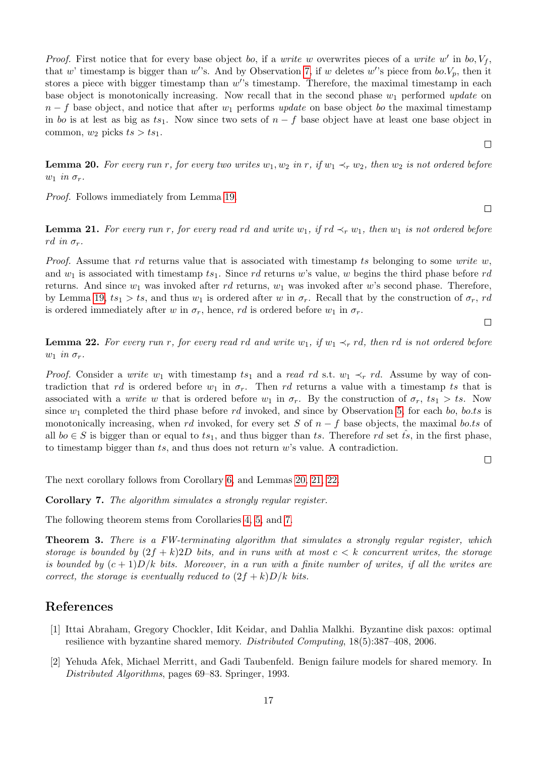*Proof.* First notice that for every base object $bo$, if a *write* $w$ overwrites pieces of a *write* $w'$ in $bo, V_f$, that $w$' timestamp is bigger than $w'$'s. And by Observation 7, if $w$ deletes $w'$'s piece from $bo.V_p$, then it stores a piece with bigger timestamp than $w'$'s timestamp. Therefore, the maximal timestamp in each base object is monotonically increasing. Now recall that in the second phase $w_1$ performed *update* on $n - f$ base object, and notice that after $w_1$ performs *update* on base object $bo$ the maximal timestamp in $bo$ is at lest as big as $ts_1$. Now since two sets of $n - f$ base object have at least one base object in common, $w_2$ picks $ts > ts_1$. □

**Lemma 20.** *For every run $r$, for every two writes $w_1, w_2$ in $r$, if $w_1 \prec_r w_2$, then $w_2$ is not ordered before $w_1$ in $\sigma_r$.*

*Proof.* Follows immediately from Lemma 19. □

**Lemma 21.** *For every run $r$, for every read $rd$ and write $w_1$, if $rd \prec_r w_1$, then $w_1$ is not ordered before $rd$ in $\sigma_r$.*

*Proof.* Assume that $rd$ returns value that is associated with timestamp $ts$ belonging to some *write* $w$, and $w_1$ is associated with timestamp $ts_1$. Since $rd$ returns $w$'s value, $w$ begins the third phase before $rd$ returns. And since $w_1$ was invoked after $rd$ returns, $w_1$ was invoked after $w$'s second phase. Therefore, by Lemma 19, $ts_1 > ts$, and thus $w_1$ is ordered after $w$ in $\sigma_r$. Recall that by the construction of $\sigma_r$, $rd$ is ordered immediately after $w$ in $\sigma_r$, hence, $rd$ is ordered before $w_1$ in $\sigma_r$. □

**Lemma 22.** *For every run $r$, for every read $rd$ and write $w_1$, if $w_1 \prec_r rd$, then $rd$ is not ordered before $w_1$ in $\sigma_r$.*

*Proof.* Consider a *write* $w_1$ with timestamp $ts_1$ and a *read* $rd$ s.t. $w_1 \prec_r rd$. Assume by way of contradiction that $rd$ is ordered before $w_1$ in $\sigma_r$. Then $rd$ returns a value with a timestamp $ts$ that is associated with a *write* $w$ that is ordered before $w_1$ in $\sigma_r$. By the construction of $\sigma_r$, $ts_1 > ts$. Now since $w_1$ completed the third phase before $rd$ invoked, and since by Observation 5, for each $bo$, $bo.ts$ is monotonically increasing, when $rd$ invoked, for every set $S$ of $n - f$ base objects, the maximal $bo.ts$ of all $bo \in S$ is bigger than or equal to $ts_1$, and thus bigger than $ts$. Therefore $rd$ set $\hat{ts}$, in the first phase, to timestamp bigger than $ts$, and thus does not return $w$'s value. A contradiction. □

The next corollary follows from Corollary 6, and Lemmas 20, 21, 22.

**Corollary 7.** *The algorithm simulates a strongly regular register.*

The following theorem stems from Corollaries 4, 5, and 7.

**Theorem 3.** *There is a FW-terminating algorithm that simulates a strongly regular register, which storage is bounded by $(2f + k)2D$ bits, and in runs with at most $c < k$ concurrent writes, the storage is bounded by $(c + 1)D/k$ bits. Moreover, in a run with a finite number of writes, if all the writes are correct, the storage is eventually reduced to $(2f + k)D/k$ bits.*

## References

[1] Ittai Abraham, Gregory Chockler, Idit Keidar, and Dahlia Malkhi. Byzantine disk paxos: optimal resilience with byzantine shared memory. *Distributed Computing*, 18(5):387–408, 2006.

[2] Yehuda Afek, Michael Merritt, and Gadi Taubenfeld. Benign failure models for shared memory. In *Distributed Algorithms*, pages 69–83. Springer, 1993.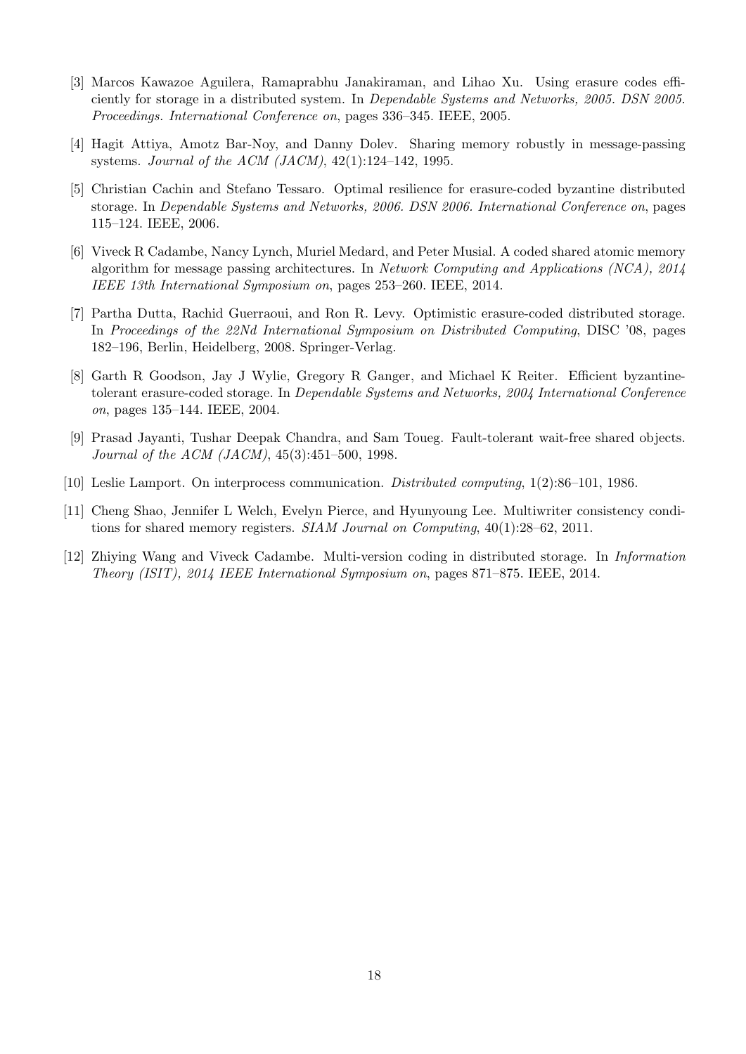[3] Marcos Kawazoe Aguilera, Ramaprabhu Janakiraman, and Lihao Xu. Using erasure codes efficiently for storage in a distributed system. In *Dependable Systems and Networks, 2005. DSN 2005. Proceedings. International Conference on*, pages 336–345. IEEE, 2005.

[4] Hagit Attiya, Amotz Bar-Noy, and Danny Dolev. Sharing memory robustly in message-passing systems. *Journal of the ACM (JACM)*, 42(1):124–142, 1995.

[5] Christian Cachin and Stefano Tessaro. Optimal resilience for erasure-coded byzantine distributed storage. In *Dependable Systems and Networks, 2006. DSN 2006. International Conference on*, pages 115–124. IEEE, 2006.

[6] Viveck R Cadambe, Nancy Lynch, Muriel Medard, and Peter Musial. A coded shared atomic memory algorithm for message passing architectures. In *Network Computing and Applications (NCA), 2014 IEEE 13th International Symposium on*, pages 253–260. IEEE, 2014.

[7] Partha Dutta, Rachid Guerraoui, and Ron R. Levy. Optimistic erasure-coded distributed storage. In *Proceedings of the 22Nd International Symposium on Distributed Computing*, DISC '08, pages 182–196, Berlin, Heidelberg, 2008. Springer-Verlag.

[8] Garth R Goodson, Jay J Wylie, Gregory R Ganger, and Michael K Reiter. Efficient byzantine-tolerant erasure-coded storage. In *Dependable Systems and Networks, 2004 International Conference on*, pages 135–144. IEEE, 2004.

[9] Prasad Jayanti, Tushar Deepak Chandra, and Sam Toueg. Fault-tolerant wait-free shared objects. *Journal of the ACM (JACM)*, 45(3):451–500, 1998.

[10] Leslie Lamport. On interprocess communication. *Distributed computing*, 1(2):86–101, 1986.

[11] Cheng Shao, Jennifer L Welch, Evelyn Pierce, and Hyunyoung Lee. Multiwriter consistency conditions for shared memory registers. *SIAM Journal on Computing*, 40(1):28–62, 2011.

[12] Zhiying Wang and Viveck Cadambe. Multi-version coding in distributed storage. In *Information Theory (ISIT), 2014 IEEE International Symposium on*, pages 871–875. IEEE, 2014.